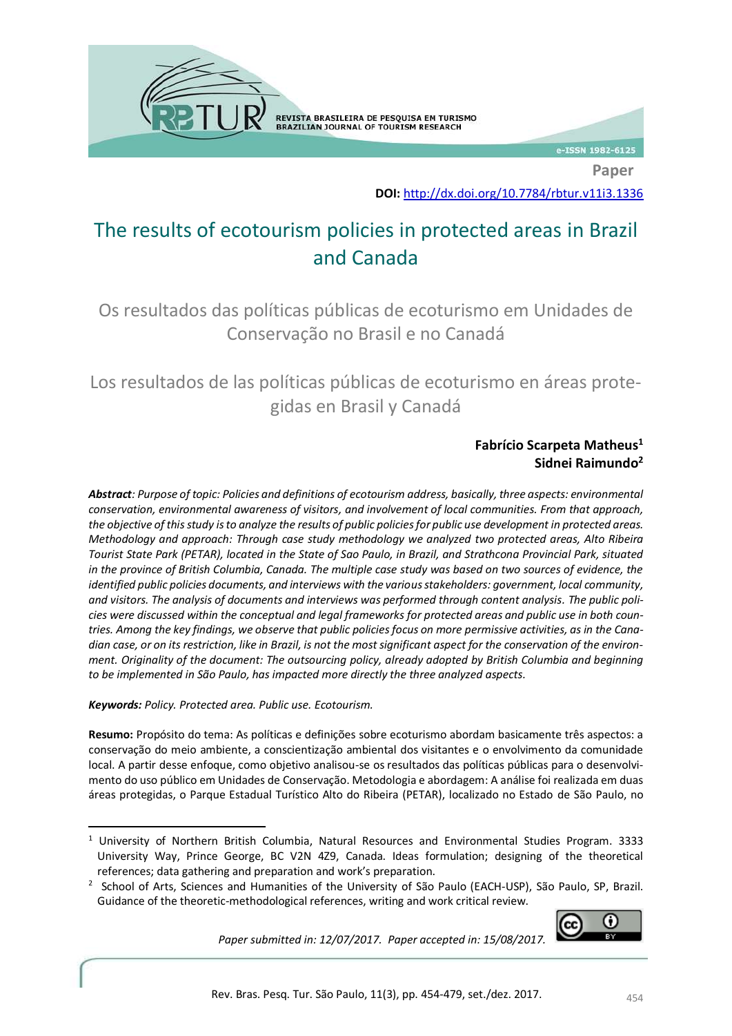Paper

**DOI:** http://dx.doi.org/10.7784/rbtur.v11i3.1336

# The results of ecotourism policies in protected areas in Brazil and Canada

## Os resultados das políticas públicas de ecoturismo em Unidades de Conservação no Brasil e no Canadá

## Los resultados de las políticas públicas de ecoturismo en áreas protegidas en Brasil y Canadá

**Fabrício Scarpeta Matheus[1]**
**Sidnei Raimundo[2]**

***Abstract****: Purpose of topic: Policies and definitions of ecotourism address, basically, three aspects: environmental conservation, environmental awareness of visitors, and involvement of local communities. From that approach, the objective of this study is to analyze the results of public policies for public use development in protected areas. Methodology and approach: Through case study methodology we analyzed two protected areas, Alto Ribeira Tourist State Park (PETAR), located in the State of Sao Paulo, in Brazil, and Strathcona Provincial Park, situated in the province of British Columbia, Canada. The multiple case study was based on two sources of evidence, the identified public policies documents, and interviews with the various stakeholders: government, local community, and visitors. The analysis of documents and interviews was performed through content analysis. The public policies were discussed within the conceptual and legal frameworks for protected areas and public use in both countries. Among the key findings, we observe that public policies focus on more permissive activities, as in the Canadian case, or on its restriction, like in Brazil, is not the most significant aspect for the conservation of the environment. Originality of the document: The outsourcing policy, already adopted by British Columbia and beginning to be implemented in São Paulo, has impacted more directly the three analyzed aspects.*

**Keywords:** *Policy. Protected area. Public use. Ecotourism.*

**Resumo:** Propósito do tema: As políticas e definições sobre ecoturismo abordam basicamente três aspectos: a conservação do meio ambiente, a conscientização ambiental dos visitantes e o envolvimento da comunidade local. A partir desse enfoque, como objetivo analisou-se os resultados das políticas públicas para o desenvolvimento do uso público em Unidades de Conservação. Metodologia e abordagem: A análise foi realizada em duas áreas protegidas, o Parque Estadual Turístico Alto do Ribeira (PETAR), localizado no Estado de São Paulo, no

---

[1] University of Northern British Columbia, Natural Resources and Environmental Studies Program. 3333 University Way, Prince George, BC V2N 4Z9, Canada. Ideas formulation; designing of the theoretical references; data gathering and preparation and work's preparation.

[2] School of Arts, Sciences and Humanities of the University of São Paulo (EACH-USP), São Paulo, SP, Brazil. Guidance of the theoretic-methodological references, writing and work critical review.

*Paper submitted in: 12/07/2017. Paper accepted in: 15/08/2017.*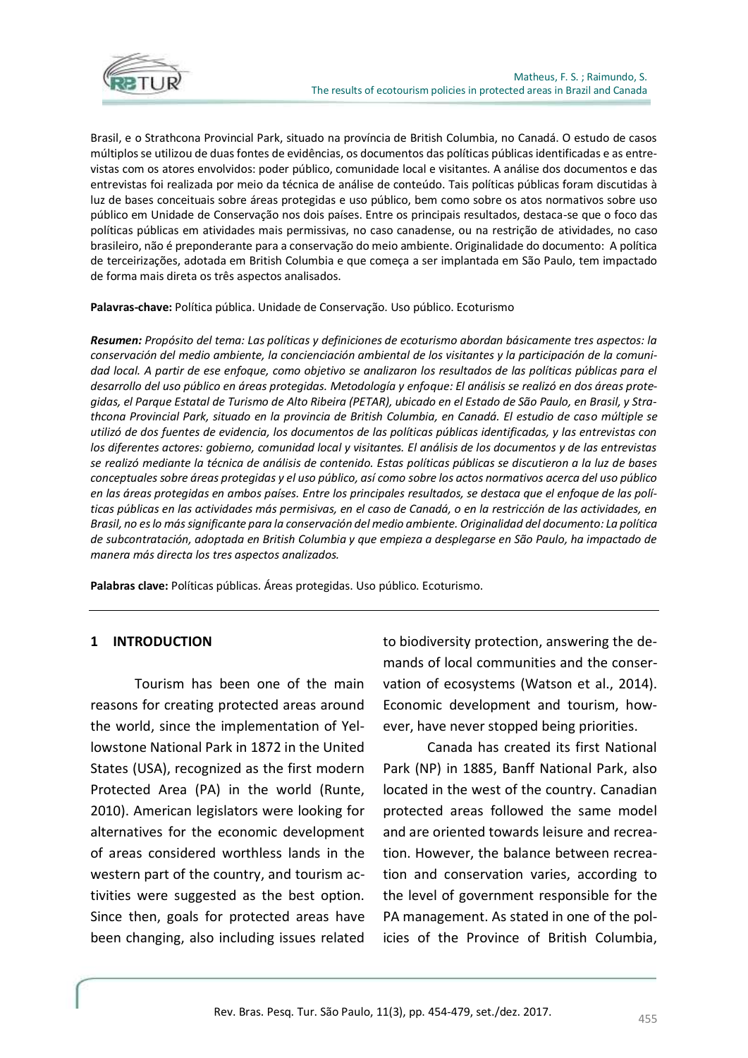Brasil, e o Strathcona Provincial Park, situado na província de British Columbia, no Canadá. O estudo de casos múltiplos se utilizou de duas fontes de evidências, os documentos das políticas públicas identificadas e as entrevistas com os atores envolvidos: poder público, comunidade local e visitantes. A análise dos documentos e das entrevistas foi realizada por meio da técnica de análise de conteúdo. Tais políticas públicas foram discutidas à luz de bases conceituais sobre áreas protegidas e uso público, bem como sobre os atos normativos sobre uso público em Unidade de Conservação nos dois países. Entre os principais resultados, destaca-se que o foco das políticas públicas em atividades mais permissivas, no caso canadense, ou na restrição de atividades, no caso brasileiro, não é preponderante para a conservação do meio ambiente. Originalidade do documento: A política de terceirizações, adotada em British Columbia e que começa a ser implantada em São Paulo, tem impactado de forma mais direta os três aspectos analisados.

**Palavras-chave:** Política pública. Unidade de Conservação. Uso público. Ecoturismo

***Resumen:*** *Propósito del tema: Las políticas y definiciones de ecoturismo abordan básicamente tres aspectos: la conservación del medio ambiente, la concienciación ambiental de los visitantes y la participación de la comunidad local. A partir de ese enfoque, como objetivo se analizaron los resultados de las políticas públicas para el desarrollo del uso público en áreas protegidas. Metodología y enfoque: El análisis se realizó en dos áreas protegidas, el Parque Estatal de Turismo de Alto Ribeira (PETAR), ubicado en el Estado de São Paulo, en Brasil, y Strathcona Provincial Park, situado en la provincia de British Columbia, en Canadá. El estudio de caso múltiple se utilizó de dos fuentes de evidencia, los documentos de las políticas públicas identificadas, y las entrevistas con los diferentes actores: gobierno, comunidad local y visitantes. El análisis de los documentos y de las entrevistas se realizó mediante la técnica de análisis de contenido. Estas políticas públicas se discutieron a la luz de bases conceptuales sobre áreas protegidas y el uso público, así como sobre los actos normativos acerca del uso público en las áreas protegidas en ambos países. Entre los principales resultados, se destaca que el enfoque de las políticas públicas en las actividades más permisivas, en el caso de Canadá, o en la restricción de las actividades, en Brasil, no es lo más significante para la conservación del medio ambiente. Originalidad del documento: La política de subcontratación, adoptada en British Columbia y que empieza a desplegarse en São Paulo, ha impactado de manera más directa los tres aspectos analizados.*

**Palabras clave:** Políticas públicas. Áreas protegidas. Uso público. Ecoturismo.

## 1 INTRODUCTION

Tourism has been one of the main reasons for creating protected areas around the world, since the implementation of Yellowstone National Park in 1872 in the United States (USA), recognized as the first modern Protected Area (PA) in the world (Runte, 2010). American legislators were looking for alternatives for the economic development of areas considered worthless lands in the western part of the country, and tourism activities were suggested as the best option. Since then, goals for protected areas have been changing, also including issues related to biodiversity protection, answering the demands of local communities and the conservation of ecosystems (Watson et al., 2014). Economic development and tourism, however, have never stopped being priorities.

Canada has created its first National Park (NP) in 1885, Banff National Park, also located in the west of the country. Canadian protected areas followed the same model and are oriented towards leisure and recreation. However, the balance between recreation and conservation varies, according to the level of government responsible for the PA management. As stated in one of the policies of the Province of British Columbia,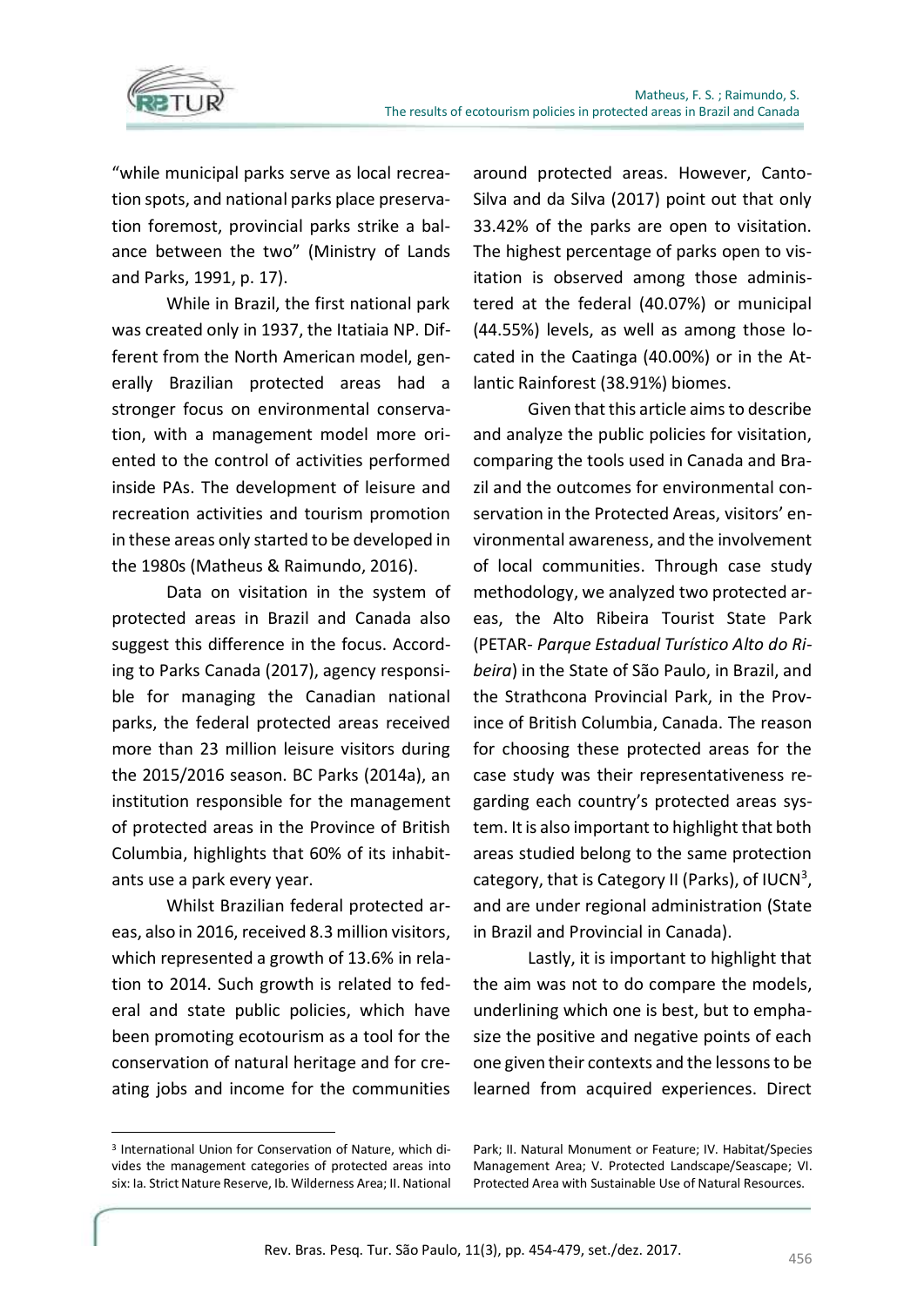"while municipal parks serve as local recreation spots, and national parks place preservation foremost, provincial parks strike a balance between the two" (Ministry of Lands and Parks, 1991, p. 17).

While in Brazil, the first national park was created only in 1937, the Itatiaia NP. Different from the North American model, generally Brazilian protected areas had a stronger focus on environmental conservation, with a management model more oriented to the control of activities performed inside PAs. The development of leisure and recreation activities and tourism promotion in these areas only started to be developed in the 1980s (Matheus & Raimundo, 2016).

Data on visitation in the system of protected areas in Brazil and Canada also suggest this difference in the focus. According to Parks Canada (2017), agency responsible for managing the Canadian national parks, the federal protected areas received more than 23 million leisure visitors during the 2015/2016 season. BC Parks (2014a), an institution responsible for the management of protected areas in the Province of British Columbia, highlights that 60% of its inhabitants use a park every year.

Whilst Brazilian federal protected areas, also in 2016, received 8.3 million visitors, which represented a growth of 13.6% in relation to 2014. Such growth is related to federal and state public policies, which have been promoting ecotourism as a tool for the conservation of natural heritage and for creating jobs and income for the communities around protected areas. However, Canto-Silva and da Silva (2017) point out that only 33.42% of the parks are open to visitation. The highest percentage of parks open to visitation is observed among those administered at the federal (40.07%) or municipal (44.55%) levels, as well as among those located in the Caatinga (40.00%) or in the Atlantic Rainforest (38.91%) biomes.

Given that this article aims to describe and analyze the public policies for visitation, comparing the tools used in Canada and Brazil and the outcomes for environmental conservation in the Protected Areas, visitors' environmental awareness, and the involvement of local communities. Through case study methodology, we analyzed two protected areas, the Alto Ribeira Tourist State Park (PETAR- *Parque Estadual Turístico Alto do Ribeira*) in the State of São Paulo, in Brazil, and the Strathcona Provincial Park, in the Province of British Columbia, Canada. The reason for choosing these protected areas for the case study was their representativeness regarding each country's protected areas system. It is also important to highlight that both areas studied belong to the same protection category, that is Category II (Parks), of IUCN[3], and are under regional administration (State in Brazil and Provincial in Canada).

Lastly, it is important to highlight that the aim was not to do compare the models, underlining which one is best, but to emphasize the positive and negative points of each one given their contexts and the lessons to be learned from acquired experiences. Direct

---

[3] International Union for Conservation of Nature, which divides the management categories of protected areas into six: Ia. Strict Nature Reserve, Ib. Wilderness Area; II. National Park; II. Natural Monument or Feature; IV. Habitat/Species Management Area; V. Protected Landscape/Seascape; VI. Protected Area with Sustainable Use of Natural Resources.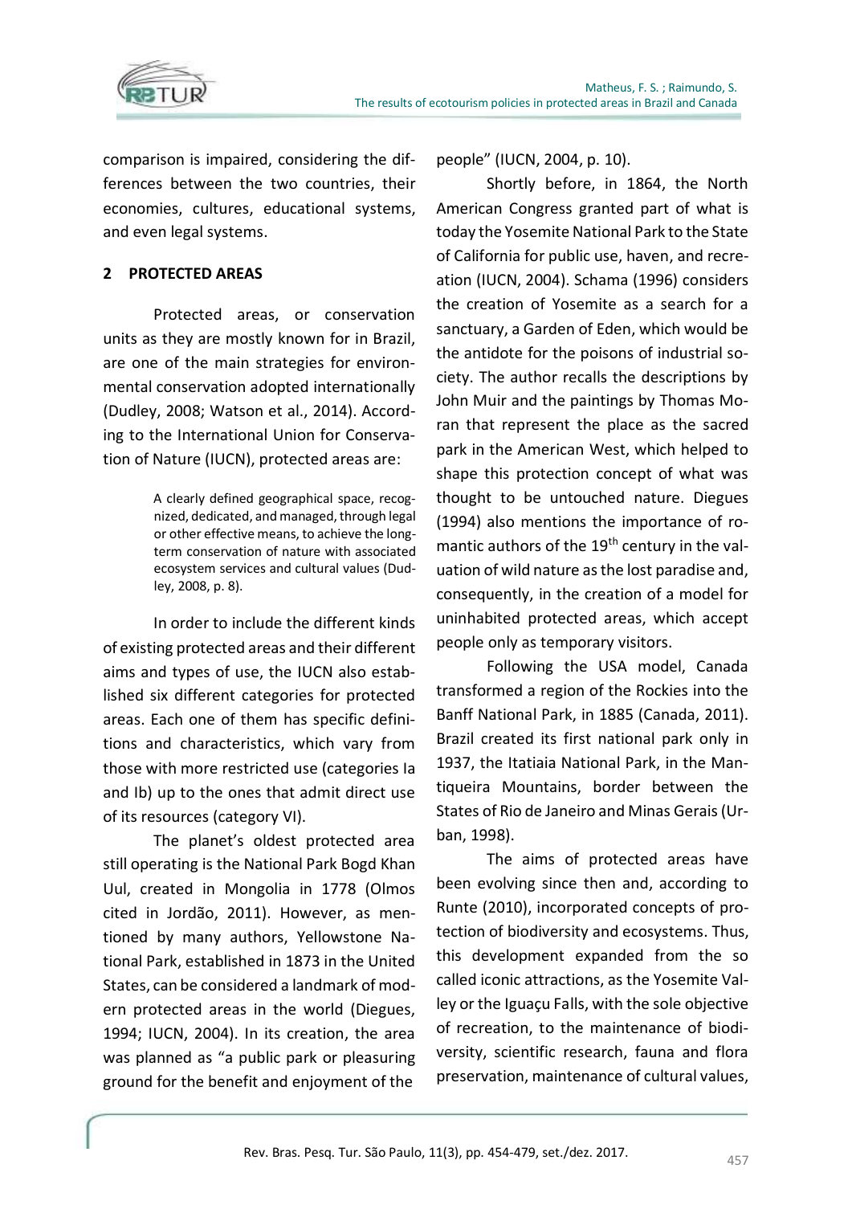comparison is impaired, considering the differences between the two countries, their economies, cultures, educational systems, and even legal systems.

## 2 PROTECTED AREAS

Protected areas, or conservation units as they are mostly known for in Brazil, are one of the main strategies for environmental conservation adopted internationally (Dudley, 2008; Watson et al., 2014). According to the International Union for Conservation of Nature (IUCN), protected areas are:

> A clearly defined geographical space, recognized, dedicated, and managed, through legal or other effective means, to achieve the long-term conservation of nature with associated ecosystem services and cultural values (Dudley, 2008, p. 8).

In order to include the different kinds of existing protected areas and their different aims and types of use, the IUCN also established six different categories for protected areas. Each one of them has specific definitions and characteristics, which vary from those with more restricted use (categories Ia and Ib) up to the ones that admit direct use of its resources (category VI).

The planet's oldest protected area still operating is the National Park Bogd Khan Uul, created in Mongolia in 1778 (Olmos cited in Jordão, 2011). However, as mentioned by many authors, Yellowstone National Park, established in 1873 in the United States, can be considered a landmark of modern protected areas in the world (Diegues, 1994; IUCN, 2004). In its creation, the area was planned as "a public park or pleasuring ground for the benefit and enjoyment of the people" (IUCN, 2004, p. 10).

Shortly before, in 1864, the North American Congress granted part of what is today the Yosemite National Park to the State of California for public use, haven, and recreation (IUCN, 2004). Schama (1996) considers the creation of Yosemite as a search for a sanctuary, a Garden of Eden, which would be the antidote for the poisons of industrial society. The author recalls the descriptions by John Muir and the paintings by Thomas Moran that represent the place as the sacred park in the American West, which helped to shape this protection concept of what was thought to be untouched nature. Diegues (1994) also mentions the importance of romantic authors of the 19th century in the valuation of wild nature as the lost paradise and, consequently, in the creation of a model for uninhabited protected areas, which accept people only as temporary visitors.

Following the USA model, Canada transformed a region of the Rockies into the Banff National Park, in 1885 (Canada, 2011). Brazil created its first national park only in 1937, the Itatiaia National Park, in the Mantiqueira Mountains, border between the States of Rio de Janeiro and Minas Gerais (Urban, 1998).

The aims of protected areas have been evolving since then and, according to Runte (2010), incorporated concepts of protection of biodiversity and ecosystems. Thus, this development expanded from the so called iconic attractions, as the Yosemite Valley or the Iguaçu Falls, with the sole objective of recreation, to the maintenance of biodiversity, scientific research, fauna and flora preservation, maintenance of cultural values,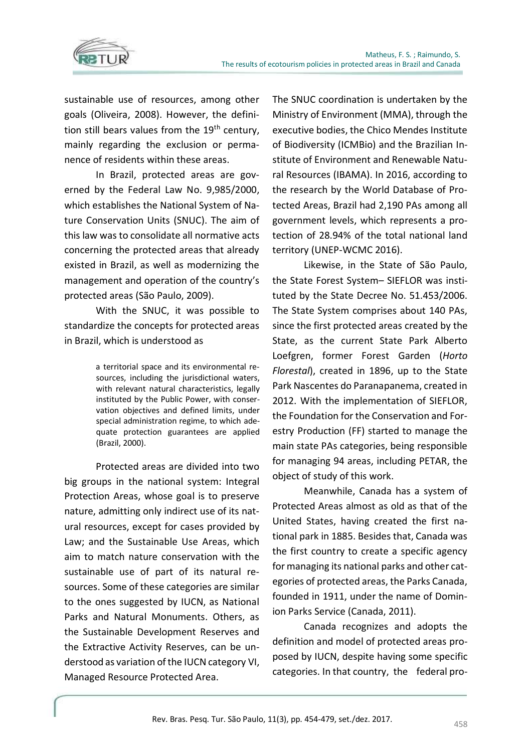sustainable use of resources, among other goals (Oliveira, 2008). However, the definition still bears values from the 19th century, mainly regarding the exclusion or permanence of residents within these areas.

In Brazil, protected areas are governed by the Federal Law No. 9,985/2000, which establishes the National System of Nature Conservation Units (SNUC). The aim of this law was to consolidate all normative acts concerning the protected areas that already existed in Brazil, as well as modernizing the management and operation of the country's protected areas (São Paulo, 2009).

With the SNUC, it was possible to standardize the concepts for protected areas in Brazil, which is understood as

> a territorial space and its environmental resources, including the jurisdictional waters, with relevant natural characteristics, legally instituted by the Public Power, with conservation objectives and defined limits, under special administration regime, to which adequate protection guarantees are applied (Brazil, 2000).

Protected areas are divided into two big groups in the national system: Integral Protection Areas, whose goal is to preserve nature, admitting only indirect use of its natural resources, except for cases provided by Law; and the Sustainable Use Areas, which aim to match nature conservation with the sustainable use of part of its natural resources. Some of these categories are similar to the ones suggested by IUCN, as National Parks and Natural Monuments. Others, as the Sustainable Development Reserves and the Extractive Activity Reserves, can be understood as variation of the IUCN category VI, Managed Resource Protected Area.

The SNUC coordination is undertaken by the Ministry of Environment (MMA), through the executive bodies, the Chico Mendes Institute of Biodiversity (ICMBio) and the Brazilian Institute of Environment and Renewable Natural Resources (IBAMA). In 2016, according to the research by the World Database of Protected Areas, Brazil had 2,190 PAs among all government levels, which represents a protection of 28.94% of the total national land territory (UNEP-WCMC 2016).

Likewise, in the State of São Paulo, the State Forest System– SIEFLOR was instituted by the State Decree No. 51.453/2006. The State System comprises about 140 PAs, since the first protected areas created by the State, as the current State Park Alberto Loefgren, former Forest Garden (*Horto Florestal*), created in 1896, up to the State Park Nascentes do Paranapanema, created in 2012. With the implementation of SIEFLOR, the Foundation for the Conservation and Forestry Production (FF) started to manage the main state PAs categories, being responsible for managing 94 areas, including PETAR, the object of study of this work.

Meanwhile, Canada has a system of Protected Areas almost as old as that of the United States, having created the first national park in 1885. Besides that, Canada was the first country to create a specific agency for managing its national parks and other categories of protected areas, the Parks Canada, founded in 1911, under the name of Dominion Parks Service (Canada, 2011).

Canada recognizes and adopts the definition and model of protected areas proposed by IUCN, despite having some specific categories. In that country, the federal pro-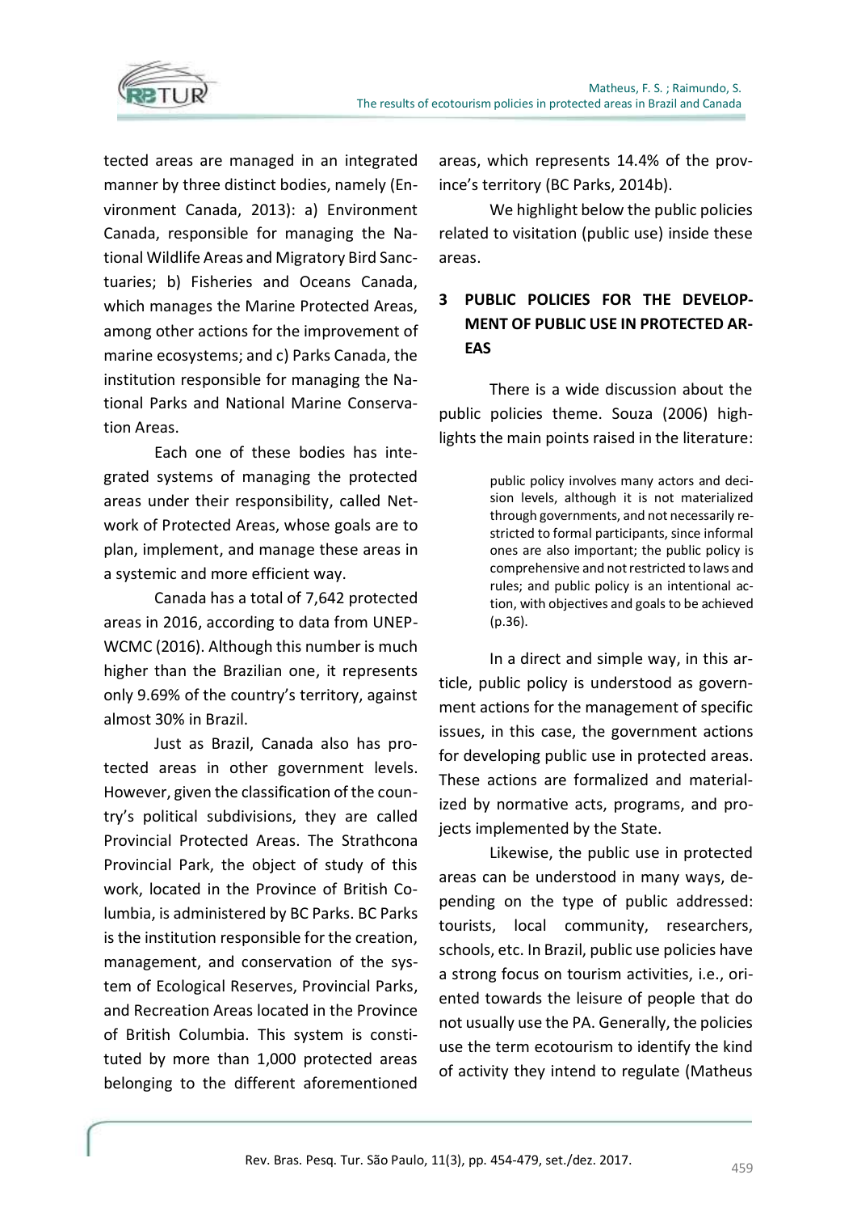tected areas are managed in an integrated manner by three distinct bodies, namely (Environment Canada, 2013): a) Environment Canada, responsible for managing the National Wildlife Areas and Migratory Bird Sanctuaries; b) Fisheries and Oceans Canada, which manages the Marine Protected Areas, among other actions for the improvement of marine ecosystems; and c) Parks Canada, the institution responsible for managing the National Parks and National Marine Conservation Areas.

Each one of these bodies has integrated systems of managing the protected areas under their responsibility, called Network of Protected Areas, whose goals are to plan, implement, and manage these areas in a systemic and more efficient way.

Canada has a total of 7,642 protected areas in 2016, according to data from UNEP-WCMC (2016). Although this number is much higher than the Brazilian one, it represents only 9.69% of the country's territory, against almost 30% in Brazil.

Just as Brazil, Canada also has protected areas in other government levels. However, given the classification of the country's political subdivisions, they are called Provincial Protected Areas. The Strathcona Provincial Park, the object of study of this work, located in the Province of British Columbia, is administered by BC Parks. BC Parks is the institution responsible for the creation, management, and conservation of the system of Ecological Reserves, Provincial Parks, and Recreation Areas located in the Province of British Columbia. This system is constituted by more than 1,000 protected areas belonging to the different aforementioned areas, which represents 14.4% of the province's territory (BC Parks, 2014b).

We highlight below the public policies related to visitation (public use) inside these areas.

## 3 PUBLIC POLICIES FOR THE DEVELOPMENT OF PUBLIC USE IN PROTECTED AREAS

There is a wide discussion about the public policies theme. Souza (2006) highlights the main points raised in the literature:

> public policy involves many actors and decision levels, although it is not materialized through governments, and not necessarily restricted to formal participants, since informal ones are also important; the public policy is comprehensive and not restricted to laws and rules; and public policy is an intentional action, with objectives and goals to be achieved (p.36).

In a direct and simple way, in this article, public policy is understood as government actions for the management of specific issues, in this case, the government actions for developing public use in protected areas. These actions are formalized and materialized by normative acts, programs, and projects implemented by the State.

Likewise, the public use in protected areas can be understood in many ways, depending on the type of public addressed: tourists, local community, researchers, schools, etc. In Brazil, public use policies have a strong focus on tourism activities, i.e., oriented towards the leisure of people that do not usually use the PA. Generally, the policies use the term ecotourism to identify the kind of activity they intend to regulate (Matheus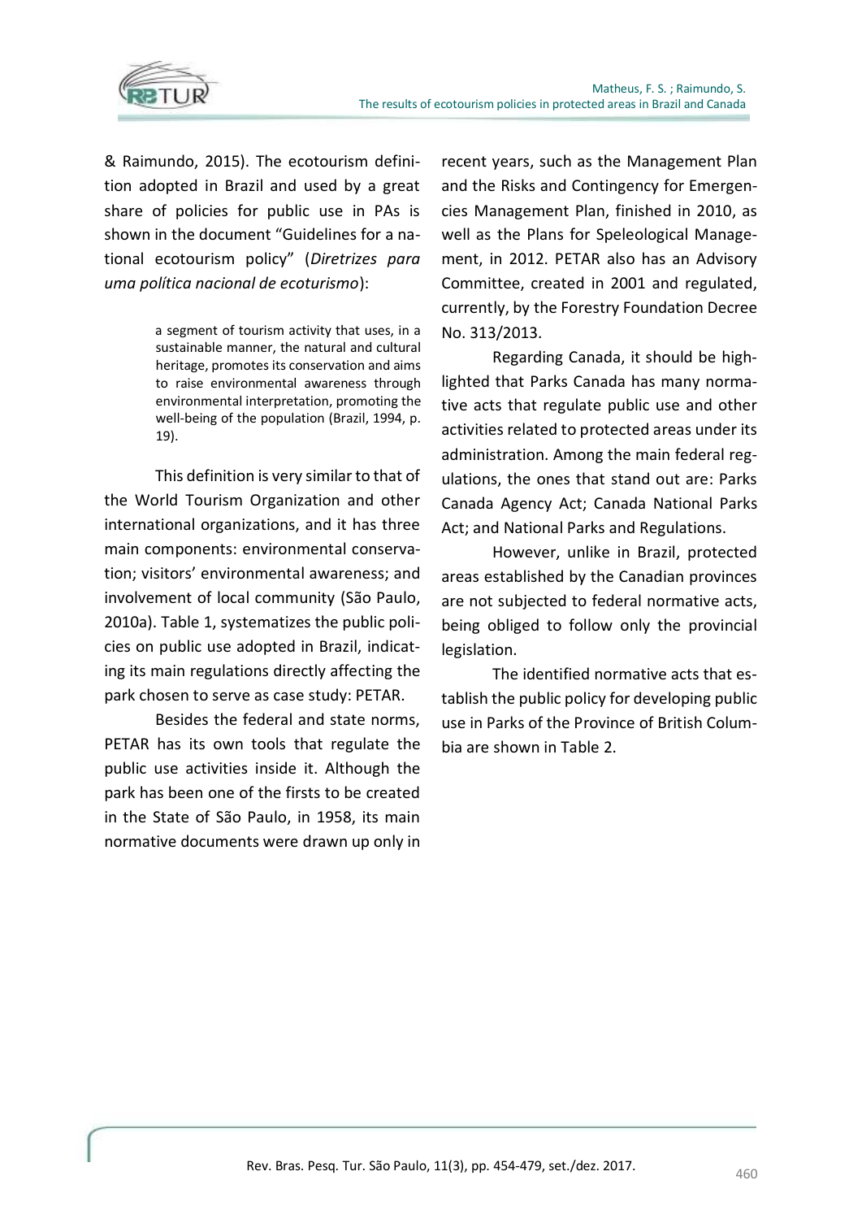& Raimundo, 2015). The ecotourism definition adopted in Brazil and used by a great share of policies for public use in PAs is shown in the document "Guidelines for a national ecotourism policy" (*Diretrizes para uma política nacional de ecoturismo*):

> a segment of tourism activity that uses, in a sustainable manner, the natural and cultural heritage, promotes its conservation and aims to raise environmental awareness through environmental interpretation, promoting the well-being of the population (Brazil, 1994, p. 19).

This definition is very similar to that of the World Tourism Organization and other international organizations, and it has three main components: environmental conservation; visitors' environmental awareness; and involvement of local community (São Paulo, 2010a). Table 1, systematizes the public policies on public use adopted in Brazil, indicating its main regulations directly affecting the park chosen to serve as case study: PETAR.

Besides the federal and state norms, PETAR has its own tools that regulate the public use activities inside it. Although the park has been one of the firsts to be created in the State of São Paulo, in 1958, its main normative documents were drawn up only in recent years, such as the Management Plan and the Risks and Contingency for Emergencies Management Plan, finished in 2010, as well as the Plans for Speleological Management, in 2012. PETAR also has an Advisory Committee, created in 2001 and regulated, currently, by the Forestry Foundation Decree No. 313/2013.

Regarding Canada, it should be highlighted that Parks Canada has many normative acts that regulate public use and other activities related to protected areas under its administration. Among the main federal regulations, the ones that stand out are: Parks Canada Agency Act; Canada National Parks Act; and National Parks and Regulations.

However, unlike in Brazil, protected areas established by the Canadian provinces are not subjected to federal normative acts, being obliged to follow only the provincial legislation.

The identified normative acts that establish the public policy for developing public use in Parks of the Province of British Columbia are shown in Table 2.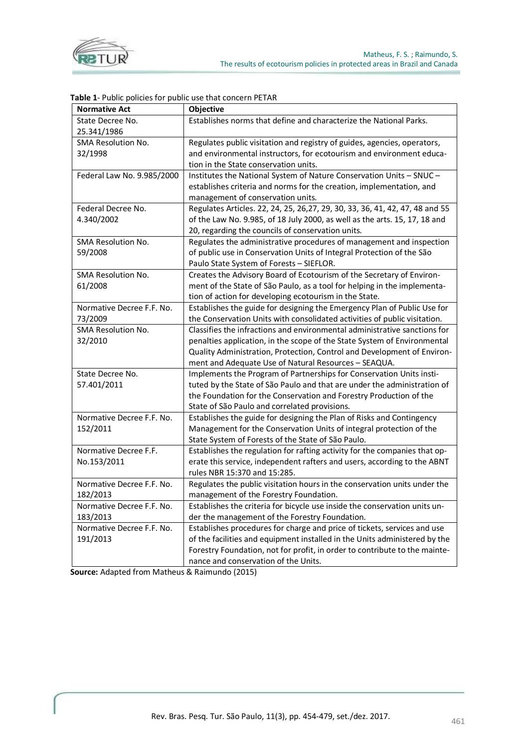**Table 1**- Public policies for public use that concern PETAR

| Normative Act | Objective |
|---|---|
| State Decree No. 25.341/1986 | Establishes norms that define and characterize the National Parks. |
| SMA Resolution No. 32/1998 | Regulates public visitation and registry of guides, agencies, operators, and environmental instructors, for ecotourism and environment education in the State conservation units. |
| Federal Law No. 9.985/2000 | Institutes the National System of Nature Conservation Units – SNUC – establishes criteria and norms for the creation, implementation, and management of conservation units. |
| Federal Decree No. 4.340/2002 | Regulates Articles. 22, 24, 25, 26,27, 29, 30, 33, 36, 41, 42, 47, 48 and 55 of the Law No. 9.985, of 18 July 2000, as well as the arts. 15, 17, 18 and 20, regarding the councils of conservation units. |
| SMA Resolution No. 59/2008 | Regulates the administrative procedures of management and inspection of public use in Conservation Units of Integral Protection of the São Paulo State System of Forests – SIEFLOR. |
| SMA Resolution No. 61/2008 | Creates the Advisory Board of Ecotourism of the Secretary of Environment of the State of São Paulo, as a tool for helping in the implementation of action for developing ecotourism in the State. |
| Normative Decree F.F. No. 73/2009 | Establishes the guide for designing the Emergency Plan of Public Use for the Conservation Units with consolidated activities of public visitation. |
| SMA Resolution No. 32/2010 | Classifies the infractions and environmental administrative sanctions for penalties application, in the scope of the State System of Environmental Quality Administration, Protection, Control and Development of Environment and Adequate Use of Natural Resources – SEAQUA. |
| State Decree No. 57.401/2011 | Implements the Program of Partnerships for Conservation Units instituted by the State of São Paulo and that are under the administration of the Foundation for the Conservation and Forestry Production of the State of São Paulo and correlated provisions. |
| Normative Decree F.F. No. 152/2011 | Establishes the guide for designing the Plan of Risks and Contingency Management for the Conservation Units of integral protection of the State System of Forests of the State of São Paulo. |
| Normative Decree F.F. No.153/2011 | Establishes the regulation for rafting activity for the companies that operate this service, independent rafters and users, according to the ABNT rules NBR 15:370 and 15:285. |
| Normative Decree F.F. No. 182/2013 | Regulates the public visitation hours in the conservation units under the management of the Forestry Foundation. |
| Normative Decree F.F. No. 183/2013 | Establishes the criteria for bicycle use inside the conservation units under the management of the Forestry Foundation. |
| Normative Decree F.F. No. 191/2013 | Establishes procedures for charge and price of tickets, services and use of the facilities and equipment installed in the Units administered by the Forestry Foundation, not for profit, in order to contribute to the maintenance and conservation of the Units. |

**Source:** Adapted from Matheus & Raimundo (2015)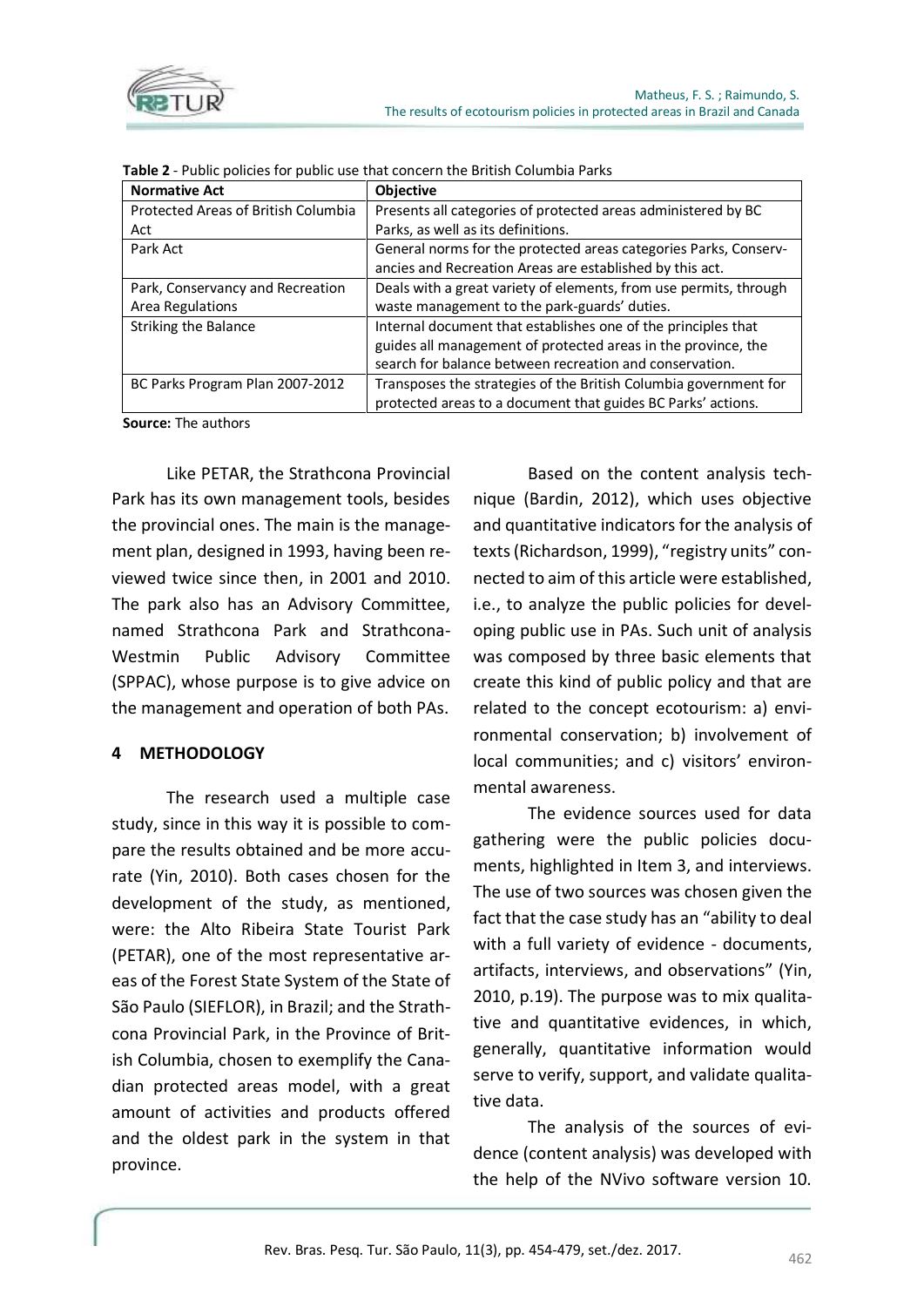**Table 2** - Public policies for public use that concern the British Columbia Parks

| Normative Act | Objective |
|---|---|
| Protected Areas of British Columbia Act | Presents all categories of protected areas administered by BC Parks, as well as its definitions. |
| Park Act | General norms for the protected areas categories Parks, Conservancies and Recreation Areas are established by this act. |
| Park, Conservancy and Recreation Area Regulations | Deals with a great variety of elements, from use permits, through waste management to the park-guards' duties. |
| Striking the Balance | Internal document that establishes one of the principles that guides all management of protected areas in the province, the search for balance between recreation and conservation. |
| BC Parks Program Plan 2007-2012 | Transposes the strategies of the British Columbia government for protected areas to a document that guides BC Parks' actions. |

**Source:** The authors

Like PETAR, the Strathcona Provincial Park has its own management tools, besides the provincial ones. The main is the management plan, designed in 1993, having been reviewed twice since then, in 2001 and 2010. The park also has an Advisory Committee, named Strathcona Park and Strathcona-Westmin Public Advisory Committee (SPPAC), whose purpose is to give advice on the management and operation of both PAs.

## 4 METHODOLOGY

The research used a multiple case study, since in this way it is possible to compare the results obtained and be more accurate (Yin, 2010). Both cases chosen for the development of the study, as mentioned, were: the Alto Ribeira State Tourist Park (PETAR), one of the most representative areas of the Forest State System of the State of São Paulo (SIEFLOR), in Brazil; and the Strathcona Provincial Park, in the Province of British Columbia, chosen to exemplify the Canadian protected areas model, with a great amount of activities and products offered and the oldest park in the system in that province.

Based on the content analysis technique (Bardin, 2012), which uses objective and quantitative indicators for the analysis of texts (Richardson, 1999), "registry units" connected to aim of this article were established, i.e., to analyze the public policies for developing public use in PAs. Such unit of analysis was composed by three basic elements that create this kind of public policy and that are related to the concept ecotourism: a) environmental conservation; b) involvement of local communities; and c) visitors' environmental awareness.

The evidence sources used for data gathering were the public policies documents, highlighted in Item 3, and interviews. The use of two sources was chosen given the fact that the case study has an "ability to deal with a full variety of evidence - documents, artifacts, interviews, and observations" (Yin, 2010, p.19). The purpose was to mix qualitative and quantitative evidences, in which, generally, quantitative information would serve to verify, support, and validate qualitative data.

The analysis of the sources of evidence (content analysis) was developed with the help of the NVivo software version 10.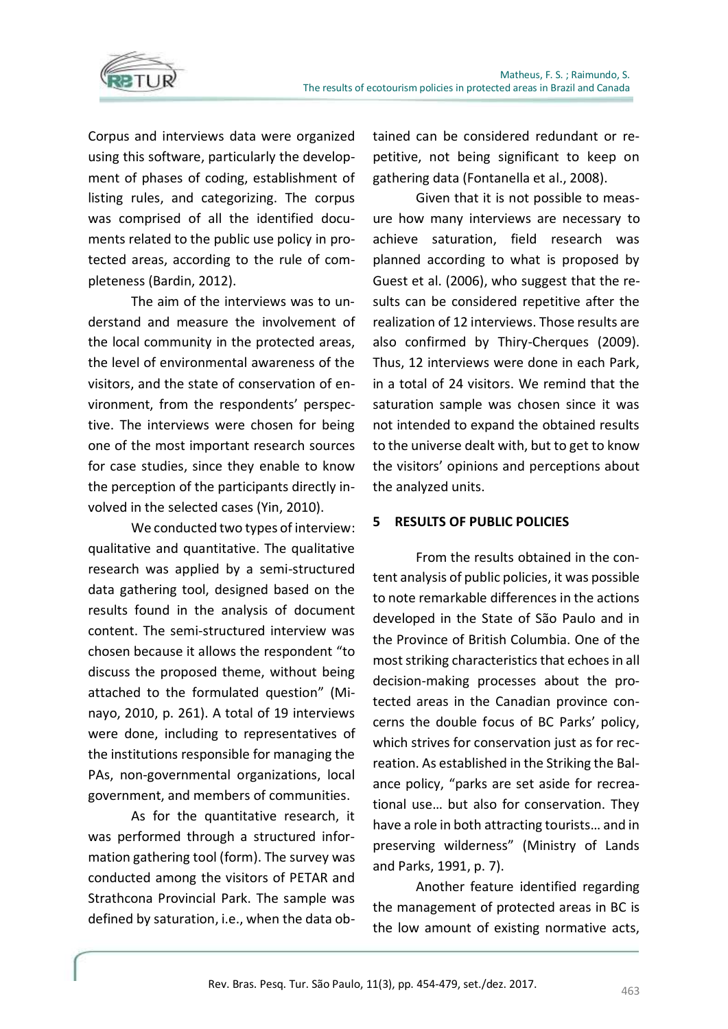Corpus and interviews data were organized using this software, particularly the development of phases of coding, establishment of listing rules, and categorizing. The corpus was comprised of all the identified documents related to the public use policy in protected areas, according to the rule of completeness (Bardin, 2012).

The aim of the interviews was to understand and measure the involvement of the local community in the protected areas, the level of environmental awareness of the visitors, and the state of conservation of environment, from the respondents' perspective. The interviews were chosen for being one of the most important research sources for case studies, since they enable to know the perception of the participants directly involved in the selected cases (Yin, 2010).

We conducted two types of interview: qualitative and quantitative. The qualitative research was applied by a semi-structured data gathering tool, designed based on the results found in the analysis of document content. The semi-structured interview was chosen because it allows the respondent "to discuss the proposed theme, without being attached to the formulated question" (Minayo, 2010, p. 261). A total of 19 interviews were done, including to representatives of the institutions responsible for managing the PAs, non-governmental organizations, local government, and members of communities.

As for the quantitative research, it was performed through a structured information gathering tool (form). The survey was conducted among the visitors of PETAR and Strathcona Provincial Park. The sample was defined by saturation, i.e., when the data obtained can be considered redundant or repetitive, not being significant to keep on gathering data (Fontanella et al., 2008).

Given that it is not possible to measure how many interviews are necessary to achieve saturation, field research was planned according to what is proposed by Guest et al. (2006), who suggest that the results can be considered repetitive after the realization of 12 interviews. Those results are also confirmed by Thiry-Cherques (2009). Thus, 12 interviews were done in each Park, in a total of 24 visitors. We remind that the saturation sample was chosen since it was not intended to expand the obtained results to the universe dealt with, but to get to know the visitors' opinions and perceptions about the analyzed units.

## 5 RESULTS OF PUBLIC POLICIES

From the results obtained in the content analysis of public policies, it was possible to note remarkable differences in the actions developed in the State of São Paulo and in the Province of British Columbia. One of the most striking characteristics that echoes in all decision-making processes about the protected areas in the Canadian province concerns the double focus of BC Parks' policy, which strives for conservation just as for recreation. As established in the Striking the Balance policy, "parks are set aside for recreational use… but also for conservation. They have a role in both attracting tourists… and in preserving wilderness" (Ministry of Lands and Parks, 1991, p. 7).

Another feature identified regarding the management of protected areas in BC is the low amount of existing normative acts,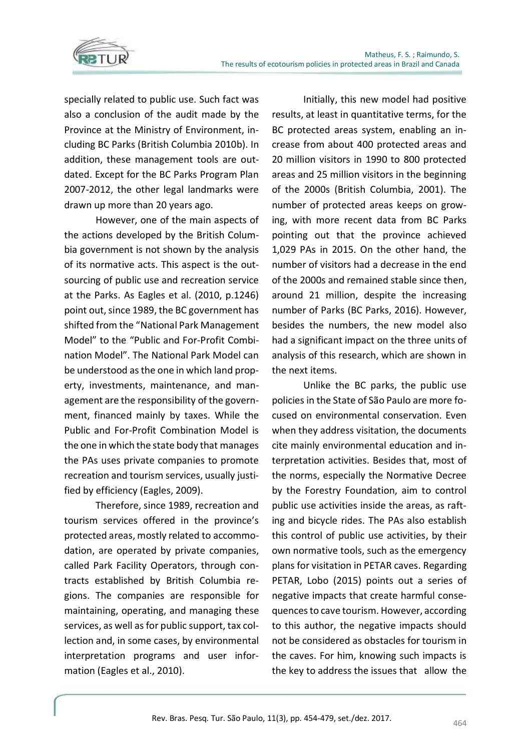specially related to public use. Such fact was also a conclusion of the audit made by the Province at the Ministry of Environment, including BC Parks (British Columbia 2010b). In addition, these management tools are outdated. Except for the BC Parks Program Plan 2007-2012, the other legal landmarks were drawn up more than 20 years ago.

However, one of the main aspects of the actions developed by the British Columbia government is not shown by the analysis of its normative acts. This aspect is the outsourcing of public use and recreation service at the Parks. As Eagles et al. (2010, p.1246) point out, since 1989, the BC government has shifted from the "National Park Management Model" to the "Public and For-Profit Combination Model". The National Park Model can be understood as the one in which land property, investments, maintenance, and management are the responsibility of the government, financed mainly by taxes. While the Public and For-Profit Combination Model is the one in which the state body that manages the PAs uses private companies to promote recreation and tourism services, usually justified by efficiency (Eagles, 2009).

Therefore, since 1989, recreation and tourism services offered in the province's protected areas, mostly related to accommodation, are operated by private companies, called Park Facility Operators, through contracts established by British Columbia regions. The companies are responsible for maintaining, operating, and managing these services, as well as for public support, tax collection and, in some cases, by environmental interpretation programs and user information (Eagles et al., 2010).

Initially, this new model had positive results, at least in quantitative terms, for the BC protected areas system, enabling an increase from about 400 protected areas and 20 million visitors in 1990 to 800 protected areas and 25 million visitors in the beginning of the 2000s (British Columbia, 2001). The number of protected areas keeps on growing, with more recent data from BC Parks pointing out that the province achieved 1,029 PAs in 2015. On the other hand, the number of visitors had a decrease in the end of the 2000s and remained stable since then, around 21 million, despite the increasing number of Parks (BC Parks, 2016). However, besides the numbers, the new model also had a significant impact on the three units of analysis of this research, which are shown in the next items.

Unlike the BC parks, the public use policies in the State of São Paulo are more focused on environmental conservation. Even when they address visitation, the documents cite mainly environmental education and interpretation activities. Besides that, most of the norms, especially the Normative Decree by the Forestry Foundation, aim to control public use activities inside the areas, as rafting and bicycle rides. The PAs also establish this control of public use activities, by their own normative tools, such as the emergency plans for visitation in PETAR caves. Regarding PETAR, Lobo (2015) points out a series of negative impacts that create harmful consequences to cave tourism. However, according to this author, the negative impacts should not be considered as obstacles for tourism in the caves. For him, knowing such impacts is the key to address the issues that allow the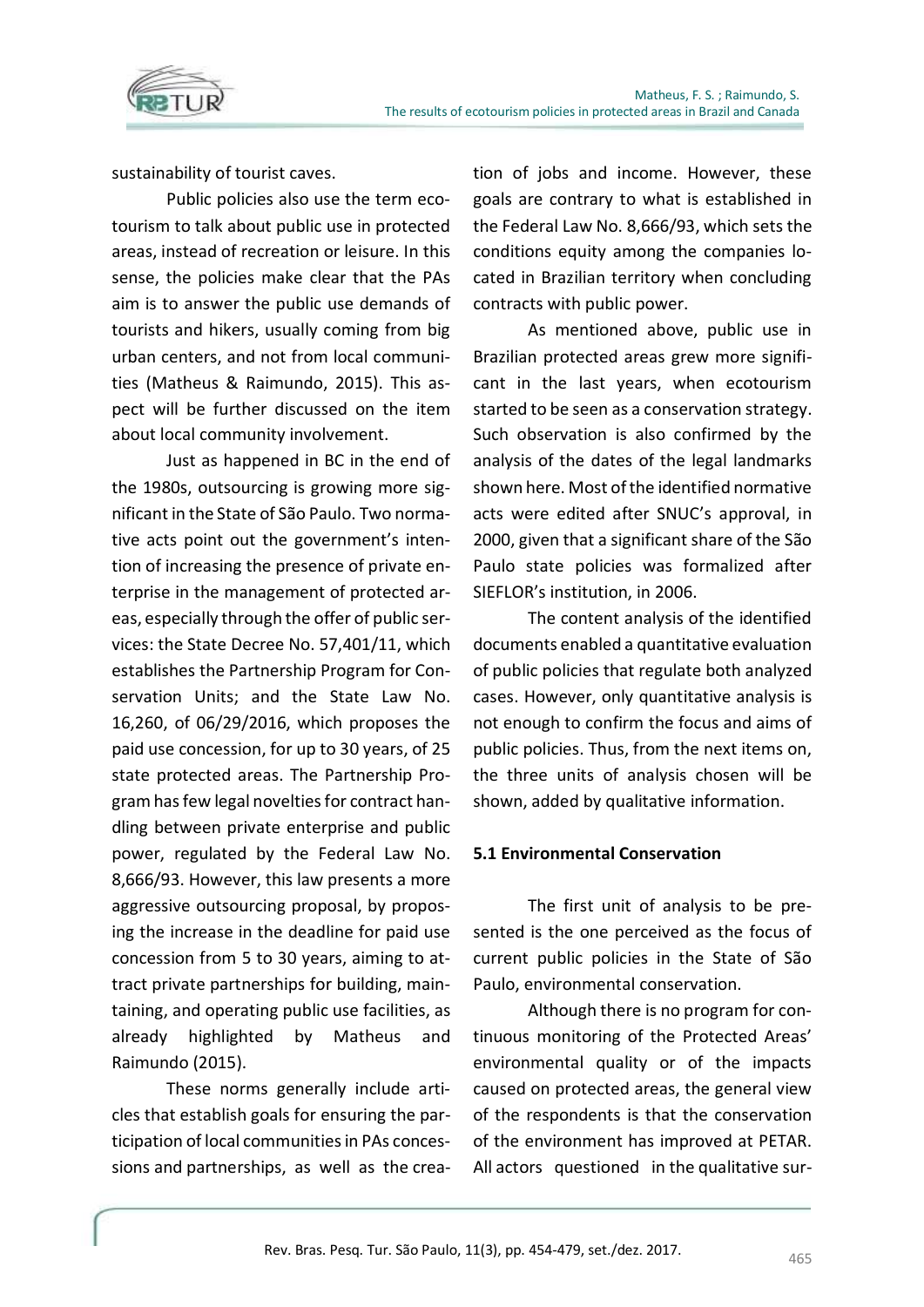sustainability of tourist caves.

Public policies also use the term ecotourism to talk about public use in protected areas, instead of recreation or leisure. In this sense, the policies make clear that the PAs aim is to answer the public use demands of tourists and hikers, usually coming from big urban centers, and not from local communities (Matheus & Raimundo, 2015). This aspect will be further discussed on the item about local community involvement.

Just as happened in BC in the end of the 1980s, outsourcing is growing more significant in the State of São Paulo. Two normative acts point out the government's intention of increasing the presence of private enterprise in the management of protected areas, especially through the offer of public services: the State Decree No. 57,401/11, which establishes the Partnership Program for Conservation Units; and the State Law No. 16,260, of 06/29/2016, which proposes the paid use concession, for up to 30 years, of 25 state protected areas. The Partnership Program has few legal novelties for contract handling between private enterprise and public power, regulated by the Federal Law No. 8,666/93. However, this law presents a more aggressive outsourcing proposal, by proposing the increase in the deadline for paid use concession from 5 to 30 years, aiming to attract private partnerships for building, maintaining, and operating public use facilities, as already highlighted by Matheus and Raimundo (2015).

These norms generally include articles that establish goals for ensuring the participation of local communities in PAs concessions and partnerships, as well as the creation of jobs and income. However, these goals are contrary to what is established in the Federal Law No. 8,666/93, which sets the conditions equity among the companies located in Brazilian territory when concluding contracts with public power.

As mentioned above, public use in Brazilian protected areas grew more significant in the last years, when ecotourism started to be seen as a conservation strategy. Such observation is also confirmed by the analysis of the dates of the legal landmarks shown here. Most of the identified normative acts were edited after SNUC's approval, in 2000, given that a significant share of the São Paulo state policies was formalized after SIEFLOR's institution, in 2006.

The content analysis of the identified documents enabled a quantitative evaluation of public policies that regulate both analyzed cases. However, only quantitative analysis is not enough to confirm the focus and aims of public policies. Thus, from the next items on, the three units of analysis chosen will be shown, added by qualitative information.

### 5.1 Environmental Conservation

The first unit of analysis to be presented is the one perceived as the focus of current public policies in the State of São Paulo, environmental conservation.

Although there is no program for continuous monitoring of the Protected Areas' environmental quality or of the impacts caused on protected areas, the general view of the respondents is that the conservation of the environment has improved at PETAR. All actors questioned in the qualitative sur-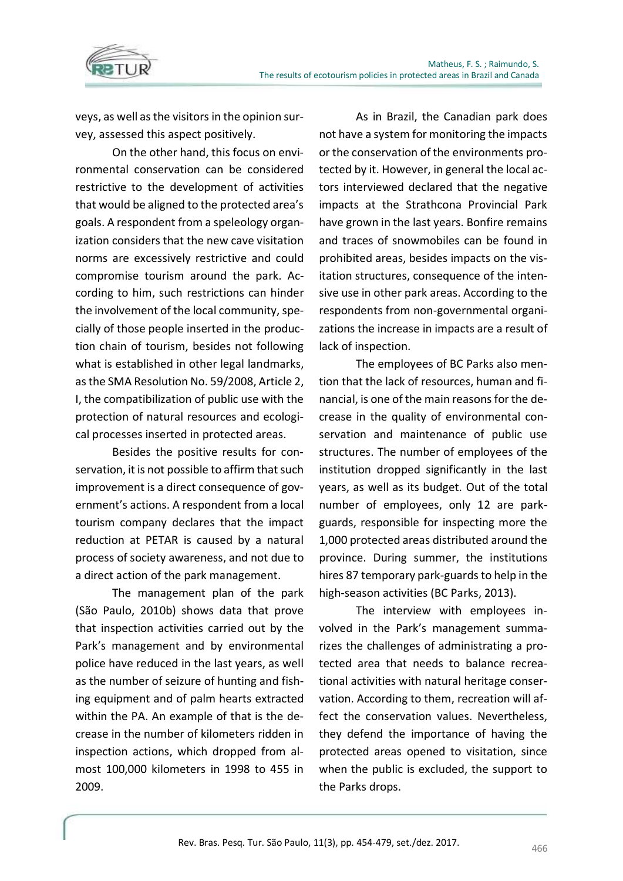veys, as well as the visitors in the opinion survey, assessed this aspect positively.

On the other hand, this focus on environmental conservation can be considered restrictive to the development of activities that would be aligned to the protected area's goals. A respondent from a speleology organization considers that the new cave visitation norms are excessively restrictive and could compromise tourism around the park. According to him, such restrictions can hinder the involvement of the local community, specially of those people inserted in the production chain of tourism, besides not following what is established in other legal landmarks, as the SMA Resolution No. 59/2008, Article 2, I, the compatibilization of public use with the protection of natural resources and ecological processes inserted in protected areas.

Besides the positive results for conservation, it is not possible to affirm that such improvement is a direct consequence of government's actions. A respondent from a local tourism company declares that the impact reduction at PETAR is caused by a natural process of society awareness, and not due to a direct action of the park management.

The management plan of the park (São Paulo, 2010b) shows data that prove that inspection activities carried out by the Park's management and by environmental police have reduced in the last years, as well as the number of seizure of hunting and fishing equipment and of palm hearts extracted within the PA. An example of that is the decrease in the number of kilometers ridden in inspection actions, which dropped from almost 100,000 kilometers in 1998 to 455 in 2009.

As in Brazil, the Canadian park does not have a system for monitoring the impacts or the conservation of the environments protected by it. However, in general the local actors interviewed declared that the negative impacts at the Strathcona Provincial Park have grown in the last years. Bonfire remains and traces of snowmobiles can be found in prohibited areas, besides impacts on the visitation structures, consequence of the intensive use in other park areas. According to the respondents from non-governmental organizations the increase in impacts are a result of lack of inspection.

The employees of BC Parks also mention that the lack of resources, human and financial, is one of the main reasons for the decrease in the quality of environmental conservation and maintenance of public use structures. The number of employees of the institution dropped significantly in the last years, as well as its budget. Out of the total number of employees, only 12 are park-guards, responsible for inspecting more the 1,000 protected areas distributed around the province. During summer, the institutions hires 87 temporary park-guards to help in the high-season activities (BC Parks, 2013).

The interview with employees involved in the Park's management summarizes the challenges of administrating a protected area that needs to balance recreational activities with natural heritage conservation. According to them, recreation will affect the conservation values. Nevertheless, they defend the importance of having the protected areas opened to visitation, since when the public is excluded, the support to the Parks drops.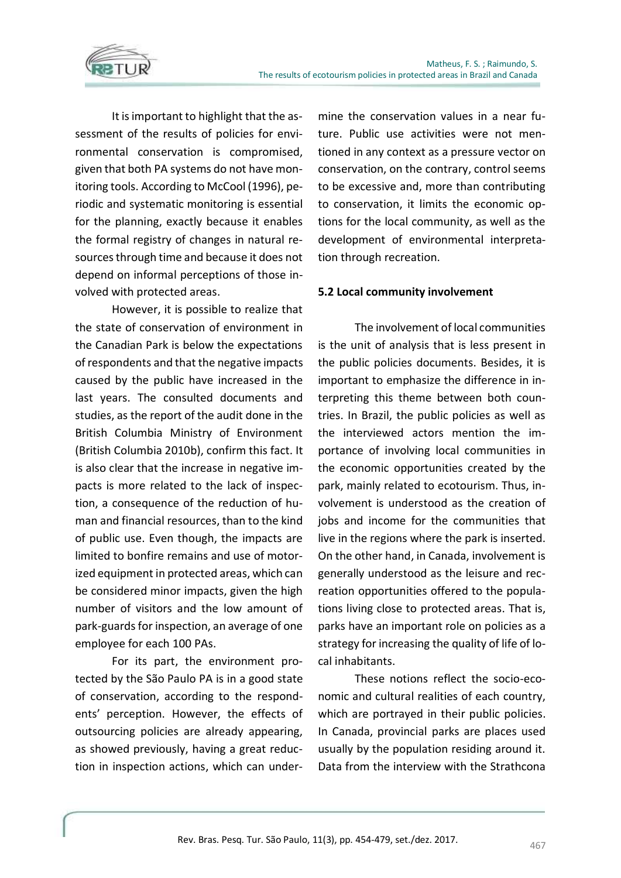It is important to highlight that the assessment of the results of policies for environmental conservation is compromised, given that both PA systems do not have monitoring tools. According to McCool (1996), periodic and systematic monitoring is essential for the planning, exactly because it enables the formal registry of changes in natural resources through time and because it does not depend on informal perceptions of those involved with protected areas.

However, it is possible to realize that the state of conservation of environment in the Canadian Park is below the expectations of respondents and that the negative impacts caused by the public have increased in the last years. The consulted documents and studies, as the report of the audit done in the British Columbia Ministry of Environment (British Columbia 2010b), confirm this fact. It is also clear that the increase in negative impacts is more related to the lack of inspection, a consequence of the reduction of human and financial resources, than to the kind of public use. Even though, the impacts are limited to bonfire remains and use of motorized equipment in protected areas, which can be considered minor impacts, given the high number of visitors and the low amount of park-guards for inspection, an average of one employee for each 100 PAs.

For its part, the environment protected by the São Paulo PA is in a good state of conservation, according to the respondents' perception. However, the effects of outsourcing policies are already appearing, as showed previously, having a great reduction in inspection actions, which can undermine the conservation values in a near future. Public use activities were not mentioned in any context as a pressure vector on conservation, on the contrary, control seems to be excessive and, more than contributing to conservation, it limits the economic options for the local community, as well as the development of environmental interpretation through recreation.

**5.2 Local community involvement**

The involvement of local communities is the unit of analysis that is less present in the public policies documents. Besides, it is important to emphasize the difference in interpreting this theme between both countries. In Brazil, the public policies as well as the interviewed actors mention the importance of involving local communities in the economic opportunities created by the park, mainly related to ecotourism. Thus, involvement is understood as the creation of jobs and income for the communities that live in the regions where the park is inserted. On the other hand, in Canada, involvement is generally understood as the leisure and recreation opportunities offered to the populations living close to protected areas. That is, parks have an important role on policies as a strategy for increasing the quality of life of local inhabitants.

These notions reflect the socio-economic and cultural realities of each country, which are portrayed in their public policies. In Canada, provincial parks are places used usually by the population residing around it. Data from the interview with the Strathcona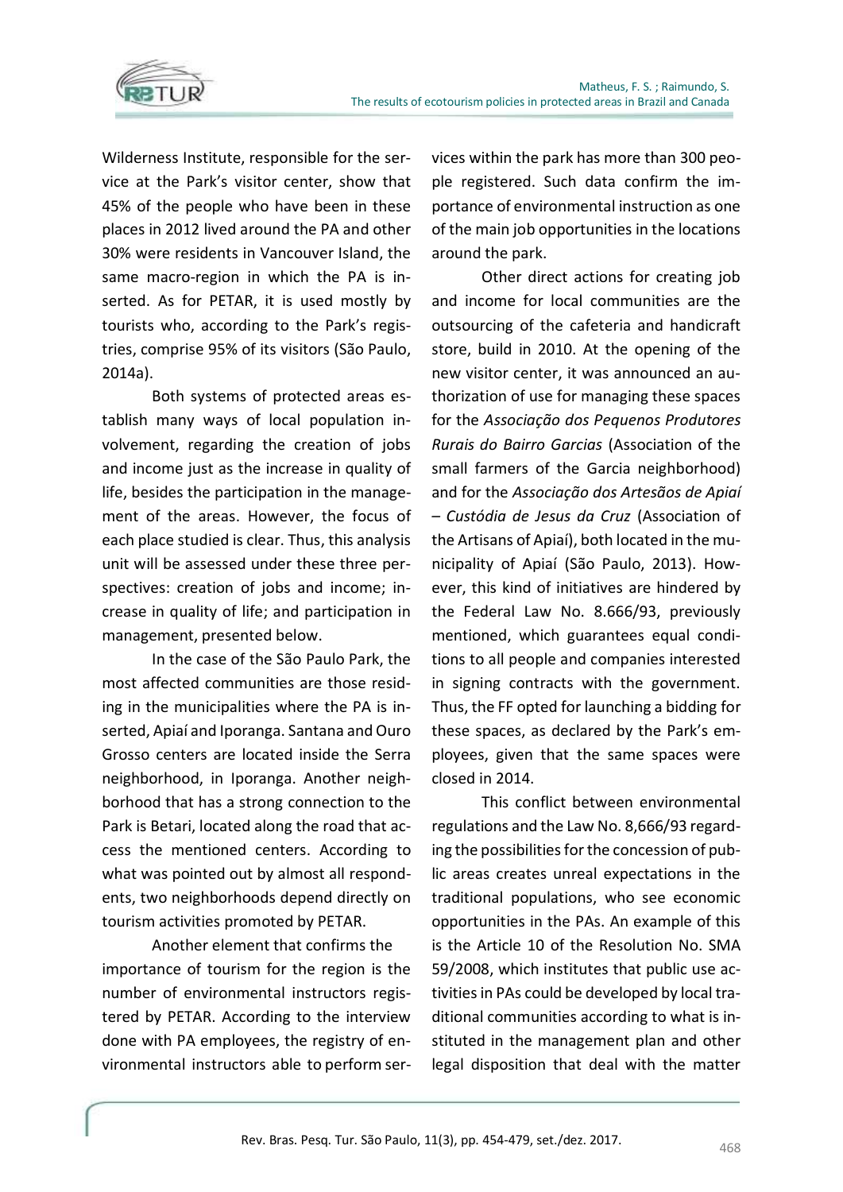Wilderness Institute, responsible for the service at the Park's visitor center, show that 45% of the people who have been in these places in 2012 lived around the PA and other 30% were residents in Vancouver Island, the same macro-region in which the PA is inserted. As for PETAR, it is used mostly by tourists who, according to the Park's registries, comprise 95% of its visitors (São Paulo, 2014a).

Both systems of protected areas establish many ways of local population involvement, regarding the creation of jobs and income just as the increase in quality of life, besides the participation in the management of the areas. However, the focus of each place studied is clear. Thus, this analysis unit will be assessed under these three perspectives: creation of jobs and income; increase in quality of life; and participation in management, presented below.

In the case of the São Paulo Park, the most affected communities are those residing in the municipalities where the PA is inserted, Apiaí and Iporanga. Santana and Ouro Grosso centers are located inside the Serra neighborhood, in Iporanga. Another neighborhood that has a strong connection to the Park is Betari, located along the road that access the mentioned centers. According to what was pointed out by almost all respondents, two neighborhoods depend directly on tourism activities promoted by PETAR.

Another element that confirms the importance of tourism for the region is the number of environmental instructors registered by PETAR. According to the interview done with PA employees, the registry of environmental instructors able to perform services within the park has more than 300 people registered. Such data confirm the importance of environmental instruction as one of the main job opportunities in the locations around the park.

Other direct actions for creating job and income for local communities are the outsourcing of the cafeteria and handicraft store, build in 2010. At the opening of the new visitor center, it was announced an authorization of use for managing these spaces for the *Associação dos Pequenos Produtores Rurais do Bairro Garcias* (Association of the small farmers of the Garcia neighborhood) and for the *Associação dos Artesãos de Apiaí – Custódia de Jesus da Cruz* (Association of the Artisans of Apiaí), both located in the municipality of Apiaí (São Paulo, 2013). However, this kind of initiatives are hindered by the Federal Law No. 8.666/93, previously mentioned, which guarantees equal conditions to all people and companies interested in signing contracts with the government. Thus, the FF opted for launching a bidding for these spaces, as declared by the Park's employees, given that the same spaces were closed in 2014.

This conflict between environmental regulations and the Law No. 8,666/93 regarding the possibilities for the concession of public areas creates unreal expectations in the traditional populations, who see economic opportunities in the PAs. An example of this is the Article 10 of the Resolution No. SMA 59/2008, which institutes that public use activities in PAs could be developed by local traditional communities according to what is instituted in the management plan and other legal disposition that deal with the matter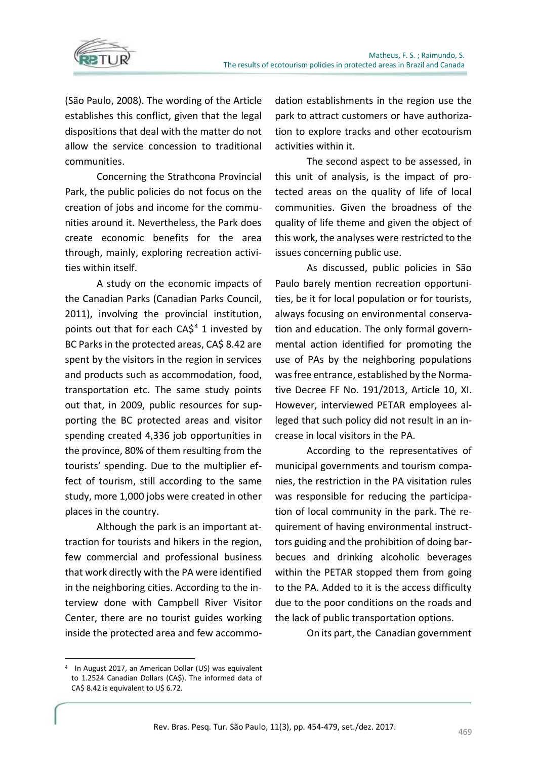(São Paulo, 2008). The wording of the Article establishes this conflict, given that the legal dispositions that deal with the matter do not allow the service concession to traditional communities.

Concerning the Strathcona Provincial Park, the public policies do not focus on the creation of jobs and income for the communities around it. Nevertheless, the Park does create economic benefits for the area through, mainly, exploring recreation activities within itself.

A study on the economic impacts of the Canadian Parks (Canadian Parks Council, 2011), involving the provincial institution, points out that for each CA$[4] 1 invested by BC Parks in the protected areas, CA$ 8.42 are spent by the visitors in the region in services and products such as accommodation, food, transportation etc. The same study points out that, in 2009, public resources for supporting the BC protected areas and visitor spending created 4,336 job opportunities in the province, 80% of them resulting from the tourists' spending. Due to the multiplier effect of tourism, still according to the same study, more 1,000 jobs were created in other places in the country.

Although the park is an important attraction for tourists and hikers in the region, few commercial and professional business that work directly with the PA were identified in the neighboring cities. According to the interview done with Campbell River Visitor Center, there are no tourist guides working inside the protected area and few accommodation establishments in the region use the park to attract customers or have authorization to explore tracks and other ecotourism activities within it.

The second aspect to be assessed, in this unit of analysis, is the impact of protected areas on the quality of life of local communities. Given the broadness of the quality of life theme and given the object of this work, the analyses were restricted to the issues concerning public use.

As discussed, public policies in São Paulo barely mention recreation opportunities, be it for local population or for tourists, always focusing on environmental conservation and education. The only formal governmental action identified for promoting the use of PAs by the neighboring populations was free entrance, established by the Normative Decree FF No. 191/2013, Article 10, XI. However, interviewed PETAR employees alleged that such policy did not result in an increase in local visitors in the PA.

According to the representatives of municipal governments and tourism companies, the restriction in the PA visitation rules was responsible for reducing the participation of local community in the park. The requirement of having environmental instructors guiding and the prohibition of doing barbecues and drinking alcoholic beverages within the PETAR stopped them from going to the PA. Added to it is the access difficulty due to the poor conditions on the roads and the lack of public transportation options.

On its part, the Canadian government

---

[4] In August 2017, an American Dollar (U$) was equivalent to 1.2524 Canadian Dollars (CA$). The informed data of CA$ 8.42 is equivalent to U$ 6.72.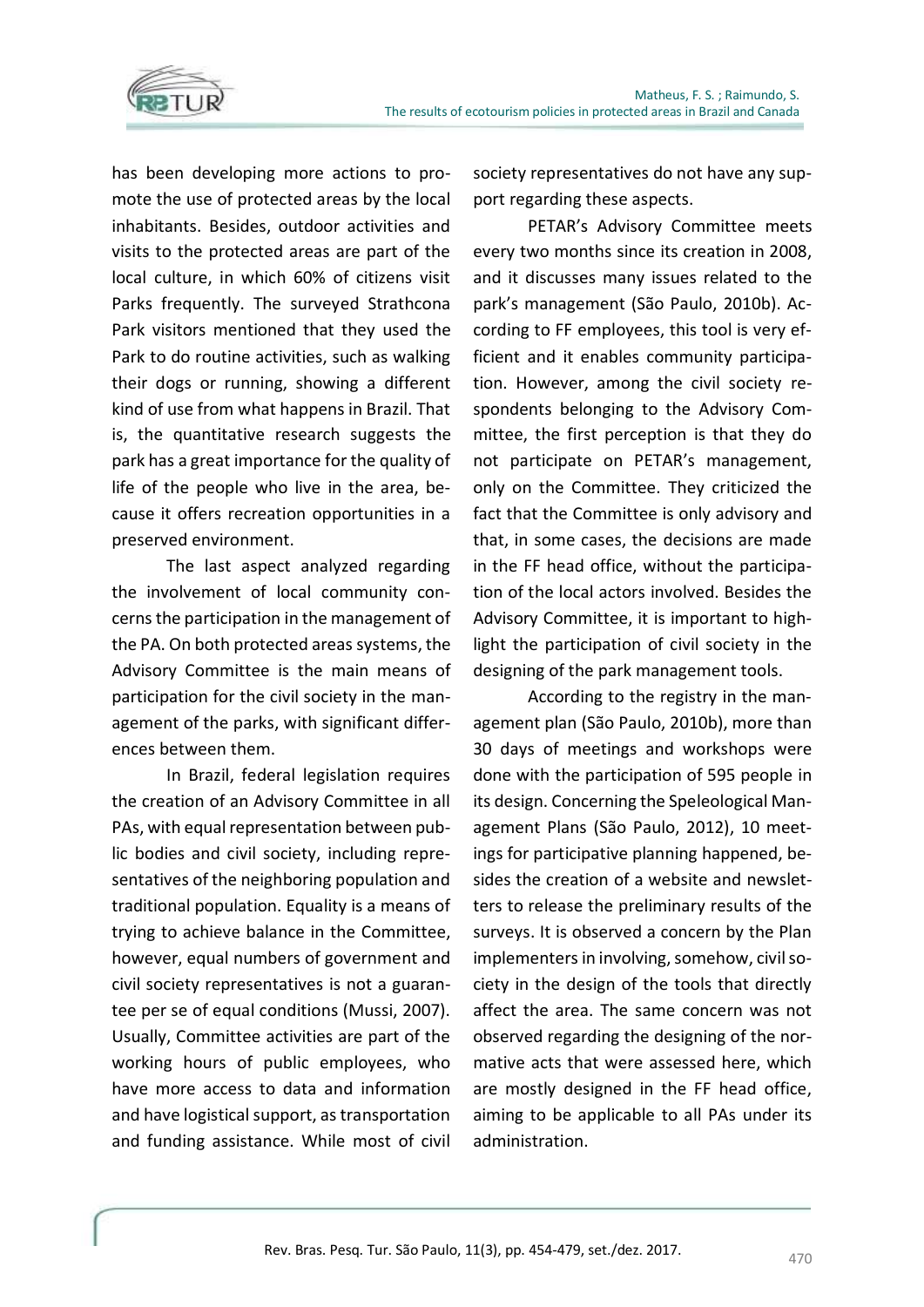has been developing more actions to promote the use of protected areas by the local inhabitants. Besides, outdoor activities and visits to the protected areas are part of the local culture, in which 60% of citizens visit Parks frequently. The surveyed Strathcona Park visitors mentioned that they used the Park to do routine activities, such as walking their dogs or running, showing a different kind of use from what happens in Brazil. That is, the quantitative research suggests the park has a great importance for the quality of life of the people who live in the area, because it offers recreation opportunities in a preserved environment.

The last aspect analyzed regarding the involvement of local community concerns the participation in the management of the PA. On both protected areas systems, the Advisory Committee is the main means of participation for the civil society in the management of the parks, with significant differences between them.

In Brazil, federal legislation requires the creation of an Advisory Committee in all PAs, with equal representation between public bodies and civil society, including representatives of the neighboring population and traditional population. Equality is a means of trying to achieve balance in the Committee, however, equal numbers of government and civil society representatives is not a guarantee per se of equal conditions (Mussi, 2007). Usually, Committee activities are part of the working hours of public employees, who have more access to data and information and have logistical support, as transportation and funding assistance. While most of civil society representatives do not have any support regarding these aspects.

PETAR's Advisory Committee meets every two months since its creation in 2008, and it discusses many issues related to the park's management (São Paulo, 2010b). According to FF employees, this tool is very efficient and it enables community participation. However, among the civil society respondents belonging to the Advisory Committee, the first perception is that they do not participate on PETAR's management, only on the Committee. They criticized the fact that the Committee is only advisory and that, in some cases, the decisions are made in the FF head office, without the participation of the local actors involved. Besides the Advisory Committee, it is important to highlight the participation of civil society in the designing of the park management tools.

According to the registry in the management plan (São Paulo, 2010b), more than 30 days of meetings and workshops were done with the participation of 595 people in its design. Concerning the Speleological Management Plans (São Paulo, 2012), 10 meetings for participative planning happened, besides the creation of a website and newsletters to release the preliminary results of the surveys. It is observed a concern by the Plan implementers in involving, somehow, civil society in the design of the tools that directly affect the area. The same concern was not observed regarding the designing of the normative acts that were assessed here, which are mostly designed in the FF head office, aiming to be applicable to all PAs under its administration.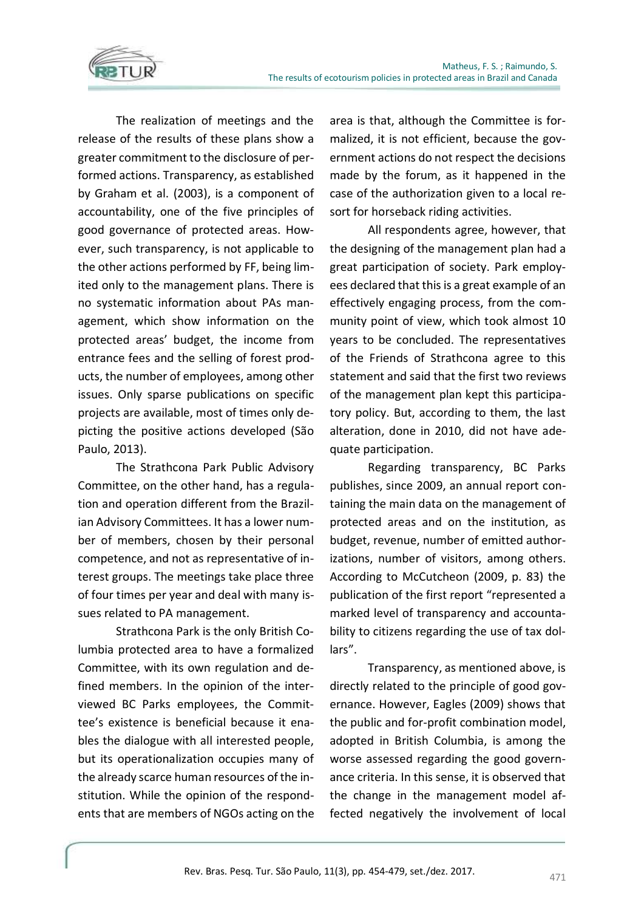The realization of meetings and the release of the results of these plans show a greater commitment to the disclosure of performed actions. Transparency, as established by Graham et al. (2003), is a component of accountability, one of the five principles of good governance of protected areas. However, such transparency, is not applicable to the other actions performed by FF, being limited only to the management plans. There is no systematic information about PAs management, which show information on the protected areas' budget, the income from entrance fees and the selling of forest products, the number of employees, among other issues. Only sparse publications on specific projects are available, most of times only depicting the positive actions developed (São Paulo, 2013).

The Strathcona Park Public Advisory Committee, on the other hand, has a regulation and operation different from the Brazilian Advisory Committees. It has a lower number of members, chosen by their personal competence, and not as representative of interest groups. The meetings take place three of four times per year and deal with many issues related to PA management.

Strathcona Park is the only British Columbia protected area to have a formalized Committee, with its own regulation and defined members. In the opinion of the interviewed BC Parks employees, the Committee's existence is beneficial because it enables the dialogue with all interested people, but its operationalization occupies many of the already scarce human resources of the institution. While the opinion of the respondents that are members of NGOs acting on the area is that, although the Committee is formalized, it is not efficient, because the governmental actions do not respect the decisions made by the forum, as it happened in the case of the authorization given to a local resort for horseback riding activities.

All respondents agree, however, that the designing of the management plan had a great participation of society. Park employees declared that this is a great example of an effectively engaging process, from the community point of view, which took almost 10 years to be concluded. The representatives of the Friends of Strathcona agree to this statement and said that the first two reviews of the management plan kept this participatory policy. But, according to them, the last alteration, done in 2010, did not have adequate participation.

Regarding transparency, BC Parks publishes, since 2009, an annual report containing the main data on the management of protected areas and on the institution, as budget, revenue, number of emitted authorizations, number of visitors, among others. According to McCutcheon (2009, p. 83) the publication of the first report "represented a marked level of transparency and accountability to citizens regarding the use of tax dollars".

Transparency, as mentioned above, is directly related to the principle of good governance. However, Eagles (2009) shows that the public and for-profit combination model, adopted in British Columbia, is among the worse assessed regarding the good governance criteria. In this sense, it is observed that the change in the management model affected negatively the involvement of local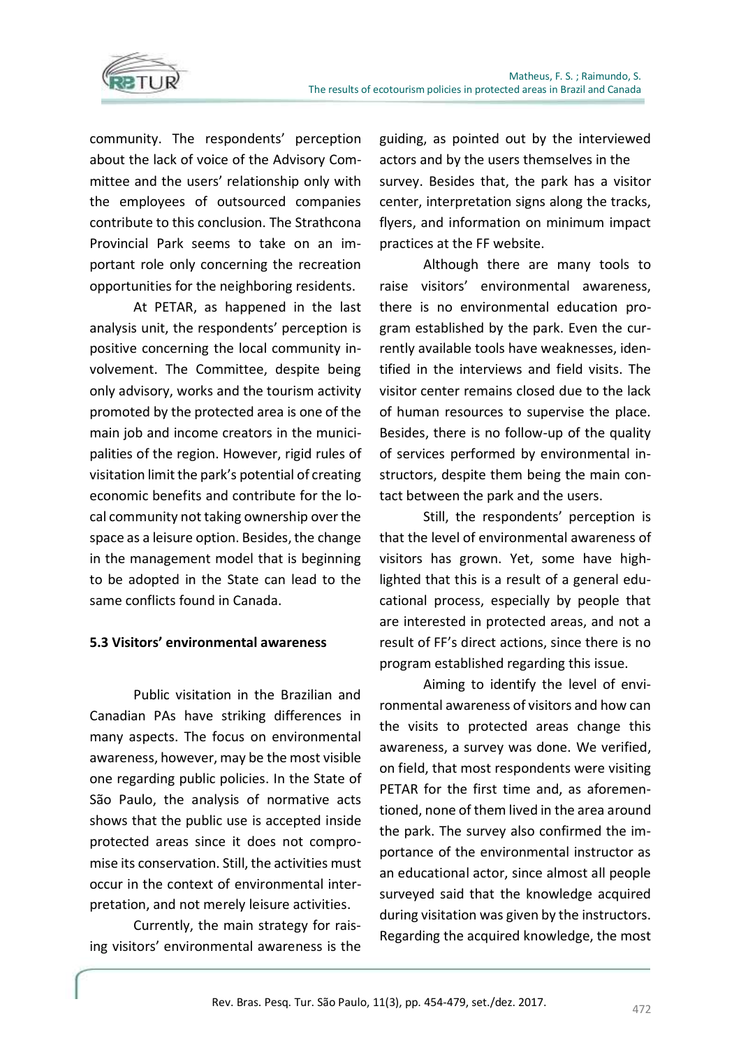community. The respondents' perception about the lack of voice of the Advisory Committee and the users' relationship only with the employees of outsourced companies contribute to this conclusion. The Strathcona Provincial Park seems to take on an important role only concerning the recreation opportunities for the neighboring residents.

At PETAR, as happened in the last analysis unit, the respondents' perception is positive concerning the local community involvement. The Committee, despite being only advisory, works and the tourism activity promoted by the protected area is one of the main job and income creators in the municipalities of the region. However, rigid rules of visitation limit the park's potential of creating economic benefits and contribute for the local community not taking ownership over the space as a leisure option. Besides, the change in the management model that is beginning to be adopted in the State can lead to the same conflicts found in Canada.

### 5.3 Visitors' environmental awareness

Public visitation in the Brazilian and Canadian PAs have striking differences in many aspects. The focus on environmental awareness, however, may be the most visible one regarding public policies. In the State of São Paulo, the analysis of normative acts shows that the public use is accepted inside protected areas since it does not compromise its conservation. Still, the activities must occur in the context of environmental interpretation, and not merely leisure activities.

Currently, the main strategy for raising visitors' environmental awareness is the guiding, as pointed out by the interviewed actors and by the users themselves in the survey. Besides that, the park has a visitor center, interpretation signs along the tracks, flyers, and information on minimum impact practices at the FF website.

Although there are many tools to raise visitors' environmental awareness, there is no environmental education program established by the park. Even the currently available tools have weaknesses, identified in the interviews and field visits. The visitor center remains closed due to the lack of human resources to supervise the place. Besides, there is no follow-up of the quality of services performed by environmental instructors, despite them being the main contact between the park and the users.

Still, the respondents' perception is that the level of environmental awareness of visitors has grown. Yet, some have highlighted that this is a result of a general educational process, especially by people that are interested in protected areas, and not a result of FF's direct actions, since there is no program established regarding this issue.

Aiming to identify the level of environmental awareness of visitors and how can the visits to protected areas change this awareness, a survey was done. We verified, on field, that most respondents were visiting PETAR for the first time and, as aforementioned, none of them lived in the area around the park. The survey also confirmed the importance of the environmental instructor as an educational actor, since almost all people surveyed said that the knowledge acquired during visitation was given by the instructors. Regarding the acquired knowledge, the most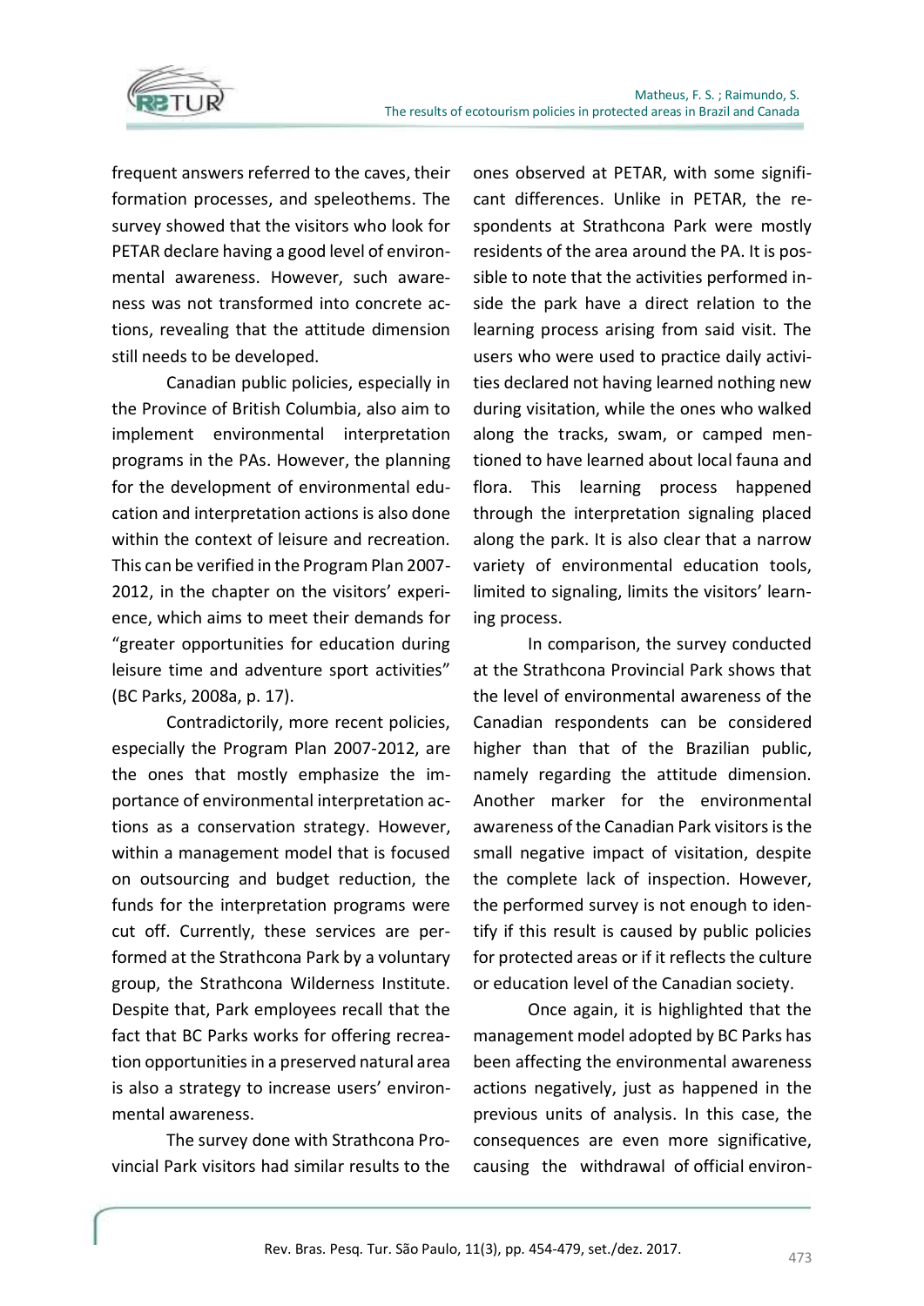frequent answers referred to the caves, their formation processes, and speleothems. The survey showed that the visitors who look for PETAR declare having a good level of environmental awareness. However, such awareness was not transformed into concrete actions, revealing that the attitude dimension still needs to be developed.

Canadian public policies, especially in the Province of British Columbia, also aim to implement environmental interpretation programs in the PAs. However, the planning for the development of environmental education and interpretation actions is also done within the context of leisure and recreation. This can be verified in the Program Plan 2007-2012, in the chapter on the visitors' experience, which aims to meet their demands for "greater opportunities for education during leisure time and adventure sport activities" (BC Parks, 2008a, p. 17).

Contradictorily, more recent policies, especially the Program Plan 2007-2012, are the ones that mostly emphasize the importance of environmental interpretation actions as a conservation strategy. However, within a management model that is focused on outsourcing and budget reduction, the funds for the interpretation programs were cut off. Currently, these services are performed at the Strathcona Park by a voluntary group, the Strathcona Wilderness Institute. Despite that, Park employees recall that the fact that BC Parks works for offering recreation opportunities in a preserved natural area is also a strategy to increase users' environmental awareness.

The survey done with Strathcona Provincial Park visitors had similar results to the ones observed at PETAR, with some significant differences. Unlike in PETAR, the respondents at Strathcona Park were mostly residents of the area around the PA. It is possible to note that the activities performed inside the park have a direct relation to the learning process arising from said visit. The users who were used to practice daily activities declared not having learned nothing new during visitation, while the ones who walked along the tracks, swam, or camped mentioned to have learned about local fauna and flora. This learning process happened through the interpretation signaling placed along the park. It is also clear that a narrow variety of environmental education tools, limited to signaling, limits the visitors' learning process.

In comparison, the survey conducted at the Strathcona Provincial Park shows that the level of environmental awareness of the Canadian respondents can be considered higher than that of the Brazilian public, namely regarding the attitude dimension. Another marker for the environmental awareness of the Canadian Park visitors is the small negative impact of visitation, despite the complete lack of inspection. However, the performed survey is not enough to identify if this result is caused by public policies for protected areas or if it reflects the culture or education level of the Canadian society.

Once again, it is highlighted that the management model adopted by BC Parks has been affecting the environmental awareness actions negatively, just as happened in the previous units of analysis. In this case, the consequences are even more significative, causing the withdrawal of official environ-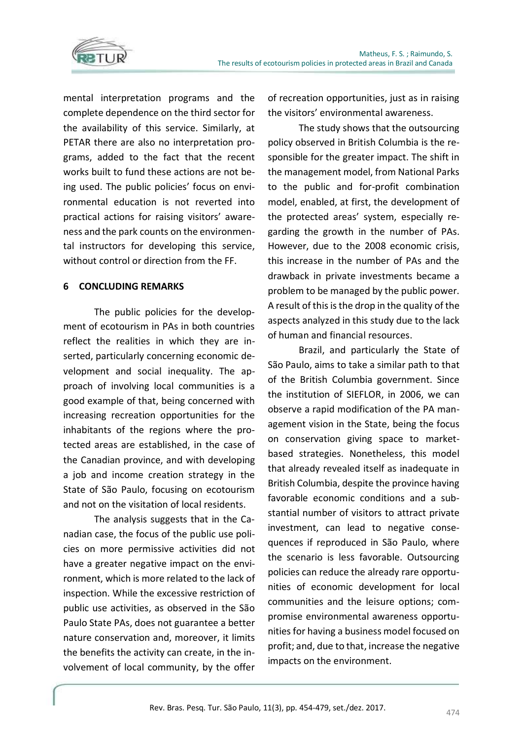mental interpretation programs and the complete dependence on the third sector for the availability of this service. Similarly, at PETAR there are also no interpretation programs, added to the fact that the recent works built to fund these actions are not being used. The public policies' focus on environmental education is not reverted into practical actions for raising visitors' awareness and the park counts on the environmental instructors for developing this service, without control or direction from the FF.

## 6 CONCLUDING REMARKS

The public policies for the development of ecotourism in PAs in both countries reflect the realities in which they are inserted, particularly concerning economic development and social inequality. The approach of involving local communities is a good example of that, being concerned with increasing recreation opportunities for the inhabitants of the regions where the protected areas are established, in the case of the Canadian province, and with developing a job and income creation strategy in the State of São Paulo, focusing on ecotourism and not on the visitation of local residents.

The analysis suggests that in the Canadian case, the focus of the public use policies on more permissive activities did not have a greater negative impact on the environment, which is more related to the lack of inspection. While the excessive restriction of public use activities, as observed in the São Paulo State PAs, does not guarantee a better nature conservation and, moreover, it limits the benefits the activity can create, in the involvement of local community, by the offer of recreation opportunities, just as in raising the visitors' environmental awareness.

The study shows that the outsourcing policy observed in British Columbia is the responsible for the greater impact. The shift in the management model, from National Parks to the public and for-profit combination model, enabled, at first, the development of the protected areas' system, especially regarding the growth in the number of PAs. However, due to the 2008 economic crisis, this increase in the number of PAs and the drawback in private investments became a problem to be managed by the public power. A result of this is the drop in the quality of the aspects analyzed in this study due to the lack of human and financial resources.

Brazil, and particularly the State of São Paulo, aims to take a similar path to that of the British Columbia government. Since the institution of SIEFLOR, in 2006, we can observe a rapid modification of the PA management vision in the State, being the focus on conservation giving space to market-based strategies. Nonetheless, this model that already revealed itself as inadequate in British Columbia, despite the province having favorable economic conditions and a substantial number of visitors to attract private investment, can lead to negative consequences if reproduced in São Paulo, where the scenario is less favorable. Outsourcing policies can reduce the already rare opportunities of economic development for local communities and the leisure options; compromise environmental awareness opportunities for having a business model focused on profit; and, due to that, increase the negative impacts on the environment.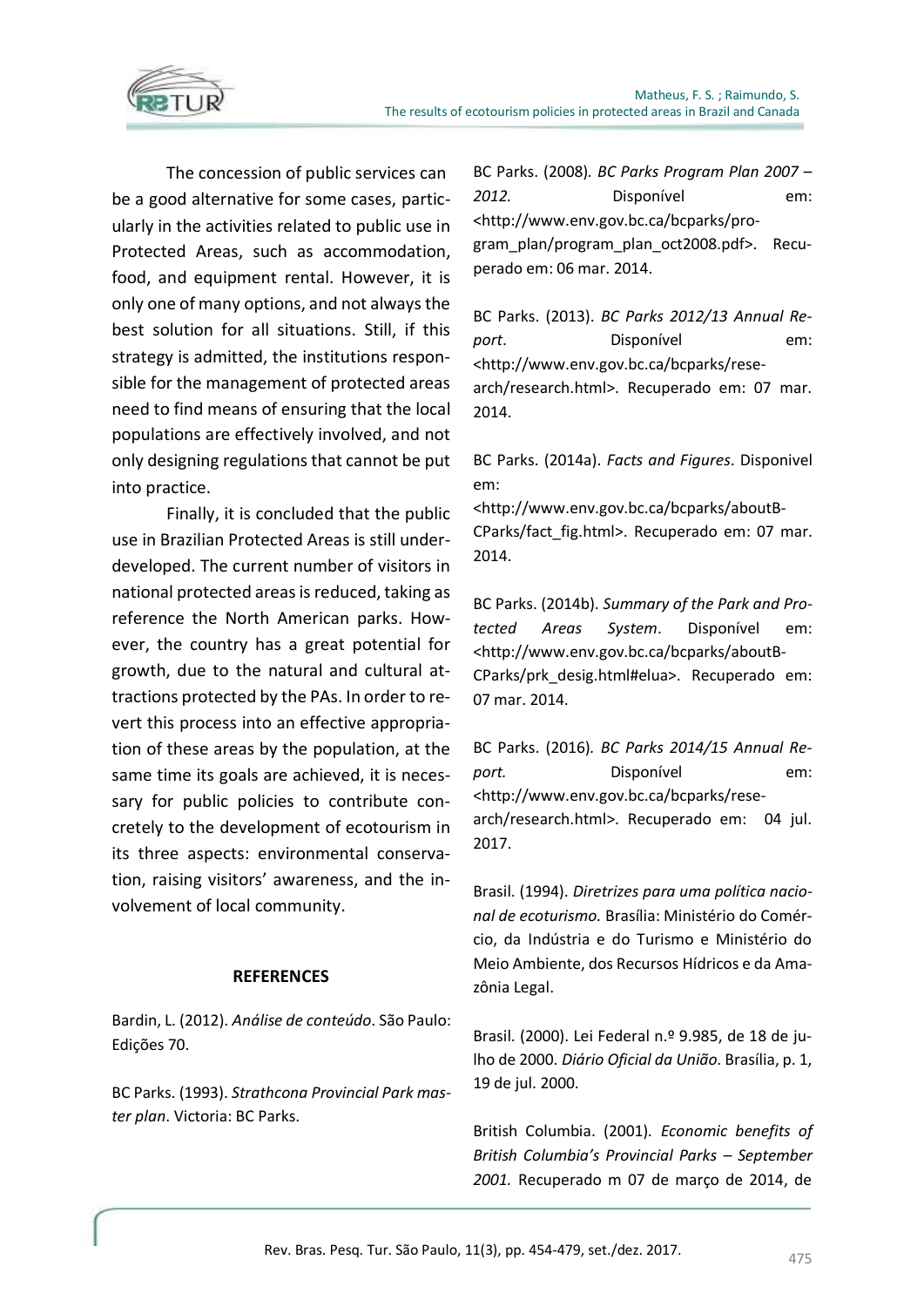The concession of public services can be a good alternative for some cases, particularly in the activities related to public use in Protected Areas, such as accommodation, food, and equipment rental. However, it is only one of many options, and not always the best solution for all situations. Still, if this strategy is admitted, the institutions responsible for the management of protected areas need to find means of ensuring that the local populations are effectively involved, and not only designing regulations that cannot be put into practice.

Finally, it is concluded that the public use in Brazilian Protected Areas is still underdeveloped. The current number of visitors in national protected areas is reduced, taking as reference the North American parks. However, the country has a great potential for growth, due to the natural and cultural attractions protected by the PAs. In order to revert this process into an effective appropriation of these areas by the population, at the same time its goals are achieved, it is necessary for public policies to contribute concretely to the development of ecotourism in its three aspects: environmental conservation, raising visitors' awareness, and the involvement of local community.

## REFERENCES

Bardin, L. (2012). *Análise de conteúdo*. São Paulo: Edições 70.

BC Parks. (1993). *Strathcona Provincial Park master plan*. Victoria: BC Parks.

BC Parks. (2008). *BC Parks Program Plan 2007 – 2012.* Disponível em: <http://www.env.gov.bc.ca/bcparks/program_plan/program_plan_oct2008.pdf>. Recuperado em: 06 mar. 2014.

BC Parks. (2013). *BC Parks 2012/13 Annual Report*. Disponível em: <http://www.env.gov.bc.ca/bcparks/research/research.html>. Recuperado em: 07 mar. 2014.

BC Parks. (2014a). *Facts and Figures*. Disponivel em: <http://www.env.gov.bc.ca/bcparks/aboutBCParks/fact_fig.html>. Recuperado em: 07 mar. 2014.

BC Parks. (2014b). *Summary of the Park and Protected Areas System*. Disponível em: <http://www.env.gov.bc.ca/bcparks/aboutBCParks/prk_desig.html#elua>. Recuperado em: 07 mar. 2014.

BC Parks. (2016). *BC Parks 2014/15 Annual Report.* Disponível em: <http://www.env.gov.bc.ca/bcparks/research/research.html>. Recuperado em: 04 jul. 2017.

Brasil. (1994). *Diretrizes para uma política nacional de ecoturismo.* Brasília: Ministério do Comércio, da Indústria e do Turismo e Ministério do Meio Ambiente, dos Recursos Hídricos e da Amazônia Legal.

Brasil. (2000). Lei Federal n.º 9.985, de 18 de julho de 2000. *Diário Oficial da União*. Brasília, p. 1, 19 de jul. 2000.

British Columbia. (2001). *Economic benefits of British Columbia's Provincial Parks – September 2001.* Recuperado m 07 de março de 2014, de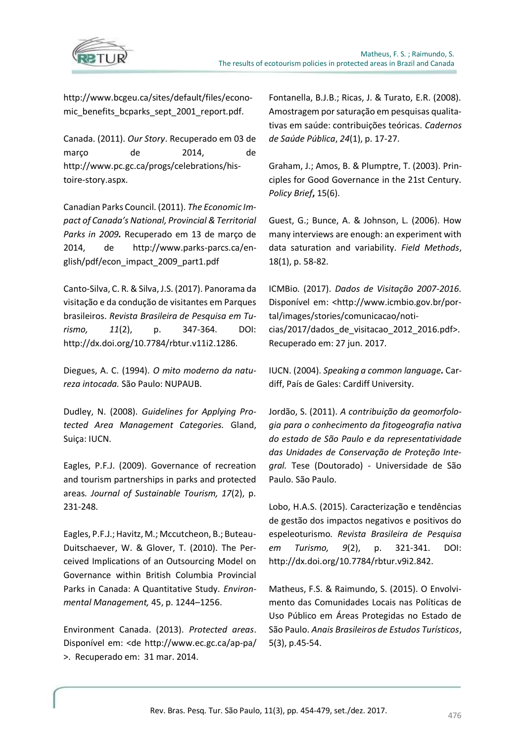http://www.bcgeu.ca/sites/default/files/economic_benefits_bcparks_sept_2001_report.pdf.

Canada. (2011). *Our Story*. Recuperado em 03 de março de 2014, de http://www.pc.gc.ca/progs/celebrations/histoire-story.aspx.

Canadian Parks Council. (2011). *The Economic Impact of Canada's National, Provincial & Territorial Parks in 2009.* Recuperado em 13 de março de 2014, de http://www.parks-parcs.ca/english/pdf/econ_impact_2009_part1.pdf

Canto-Silva, C. R. & Silva, J.S. (2017). Panorama da visitação e da condução de visitantes em Parques brasileiros. *Revista Brasileira de Pesquisa em Turismo, 11*(2), p. 347-364. DOI: http://dx.doi.org/10.7784/rbtur.v11i2.1286.

Diegues, A. C. (1994). *O mito moderno da natureza intocada.* São Paulo: NUPAUB.

Dudley, N. (2008). *Guidelines for Applying Protected Area Management Categories.* Gland, Suiça: IUCN.

Eagles, P.F.J. (2009). Governance of recreation and tourism partnerships in parks and protected areas*. Journal of Sustainable Tourism, 17*(2), p. 231-248.

Eagles, P.F.J.; Havitz, M.; Mccutcheon, B.; Buteau-Duitschaever, W. & Glover, T. (2010). The Perceived Implications of an Outsourcing Model on Governance within British Columbia Provincial Parks in Canada: A Quantitative Study. *Environmental Management,* 45, p. 1244–1256.

Environment Canada. (2013). *Protected areas*. Disponível em: <de http://www.ec.gc.ca/ap-pa/ >. Recuperado em: 31 mar. 2014.

Fontanella, B.J.B.; Ricas, J. & Turato, E.R. (2008). Amostragem por saturação em pesquisas qualitativas em saúde: contribuições teóricas. *Cadernos de Saúde Pública*, *24*(1), p. 17-27.

Graham, J.; Amos, B. & Plumptre, T. (2003). Principles for Good Governance in the 21st Century. *Policy Brief***,** 15(6).

Guest, G.; Bunce, A. & Johnson, L. (2006). How many interviews are enough: an experiment with data saturation and variability. *Field Methods*, 18(1), p. 58-82.

ICMBio. (2017). *Dados de Visitação 2007-2016*. Disponível em: <http://www.icmbio.gov.br/portal/images/stories/comunicacao/noticias/2017/dados_de_visitacao_2012_2016.pdf>. Recuperado em: 27 jun. 2017.

IUCN. (2004). *Speaking a common language***.** Cardiff, País de Gales: Cardiff University.

Jordão, S. (2011). *A contribuição da geomorfologia para o conhecimento da fitogeografia nativa do estado de São Paulo e da representatividade das Unidades de Conservação de Proteção Integral.* Tese (Doutorado) - Universidade de São Paulo. São Paulo.

Lobo, H.A.S. (2015). Caracterização e tendências de gestão dos impactos negativos e positivos do espeleoturismo. *Revista Brasileira de Pesquisa em Turismo, 9*(2), p. 321-341. DOI: http://dx.doi.org/10.7784/rbtur.v9i2.842.

Matheus, F.S. & Raimundo, S. (2015). O Envolvimento das Comunidades Locais nas Políticas de Uso Público em Áreas Protegidas no Estado de São Paulo. *Anais Brasileiros de Estudos Turísticos*, 5(3), p.45-54.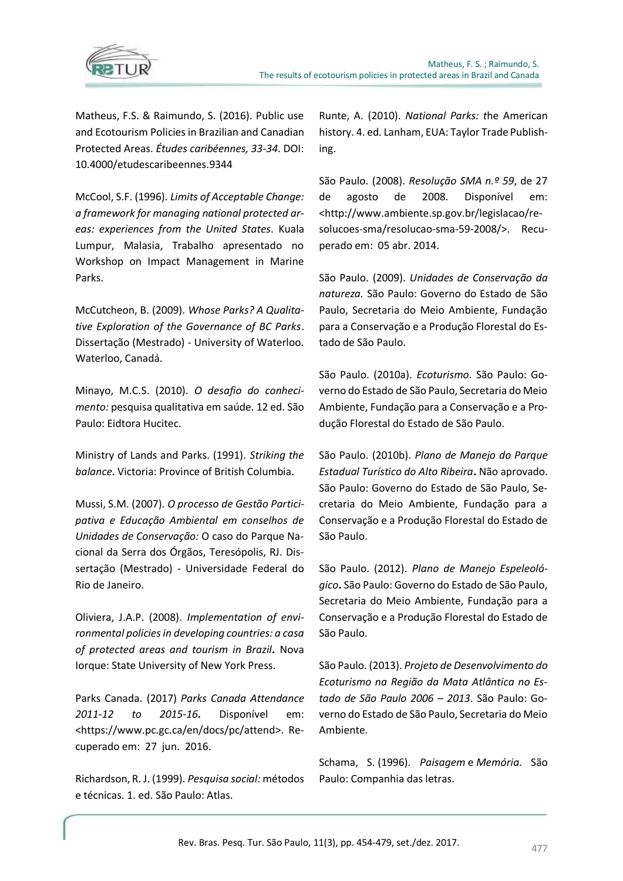Matheus, F.S. & Raimundo, S. (2016). Public use and Ecotourism Policies in Brazilian and Canadian Protected Areas. *Études caribéennes, 33-34*. DOI: 10.4000/etudescaribeennes.9344

McCool, S.F. (1996). *Limits of Acceptable Change: a framework for managing national protected areas: experiences from the United States*. Kuala Lumpur, Malasia, Trabalho apresentado no Workshop on Impact Management in Marine Parks.

McCutcheon, B. (2009). *Whose Parks? A Qualitative Exploration of the Governance of BC Parks*. Dissertação (Mestrado) - University of Waterloo. Waterloo, Canadá.

Minayo, M.C.S. (2010). *O desafio do conhecimento:* pesquisa qualitativa em saúde. 12 ed. São Paulo: Eidtora Hucitec.

Ministry of Lands and Parks. (1991). *Striking the balance*. Victoria: Province of British Columbia.

Mussi, S.M. (2007). *O processo de Gestão Participativa e Educação Ambiental em conselhos de Unidades de Conservação:* O caso do Parque Nacional da Serra dos Órgãos, Teresópolis, RJ. Dissertação (Mestrado) - Universidade Federal do Rio de Janeiro.

Oliviera, J.A.P. (2008). *Implementation of environmental policies in developing countries: a casa of protected areas and tourism in Brazil***.** Nova Iorque: State University of New York Press.

Parks Canada. (2017) *Parks Canada Attendance 2011-12 to 2015-16***.** Disponível em: <https://www.pc.gc.ca/en/docs/pc/attend>. Recuperado em: 27 jun. 2016.

Richardson, R. J. (1999). *Pesquisa social:* métodos e técnicas. 1. ed. São Paulo: Atlas.

Runte, A. (2010). *National Parks: t*he American history. 4. ed. Lanham, EUA: Taylor Trade Publishing.

São Paulo. (2008). *Resolução SMA n.º 59*, de 27 de agosto de 2008. Disponível em: <http://www.ambiente.sp.gov.br/legislacao/resolucoes-sma/resolucao-sma-59-2008/>. Recuperado em: 05 abr. 2014.

São Paulo. (2009). *Unidades de Conservação da natureza.* São Paulo: Governo do Estado de São Paulo, Secretaria do Meio Ambiente, Fundação para a Conservação e a Produção Florestal do Estado de São Paulo.

São Paulo. (2010a). *Ecoturismo*. São Paulo: Governo do Estado de São Paulo, Secretaria do Meio Ambiente, Fundação para a Conservação e a Produção Florestal do Estado de São Paulo.

São Paulo. (2010b). *Plano de Manejo do Parque Estadual Turístico do Alto Ribeira***.** Não aprovado. São Paulo: Governo do Estado de São Paulo, Secretaria do Meio Ambiente, Fundação para a Conservação e a Produção Florestal do Estado de São Paulo.

São Paulo. (2012). *Plano de Manejo Espeleológico***.** São Paulo: Governo do Estado de São Paulo, Secretaria do Meio Ambiente, Fundação para a Conservação e a Produção Florestal do Estado de São Paulo.

São Paulo. (2013). *Projeto de Desenvolvimento do Ecoturismo na Região da Mata Atlântica no Estado de São Paulo 2006 – 2013*. São Paulo: Governo do Estado de São Paulo, Secretaria do Meio Ambiente.

Schama, S. (1996). *Paisagem* e *Memória*. São Paulo: Companhia das letras.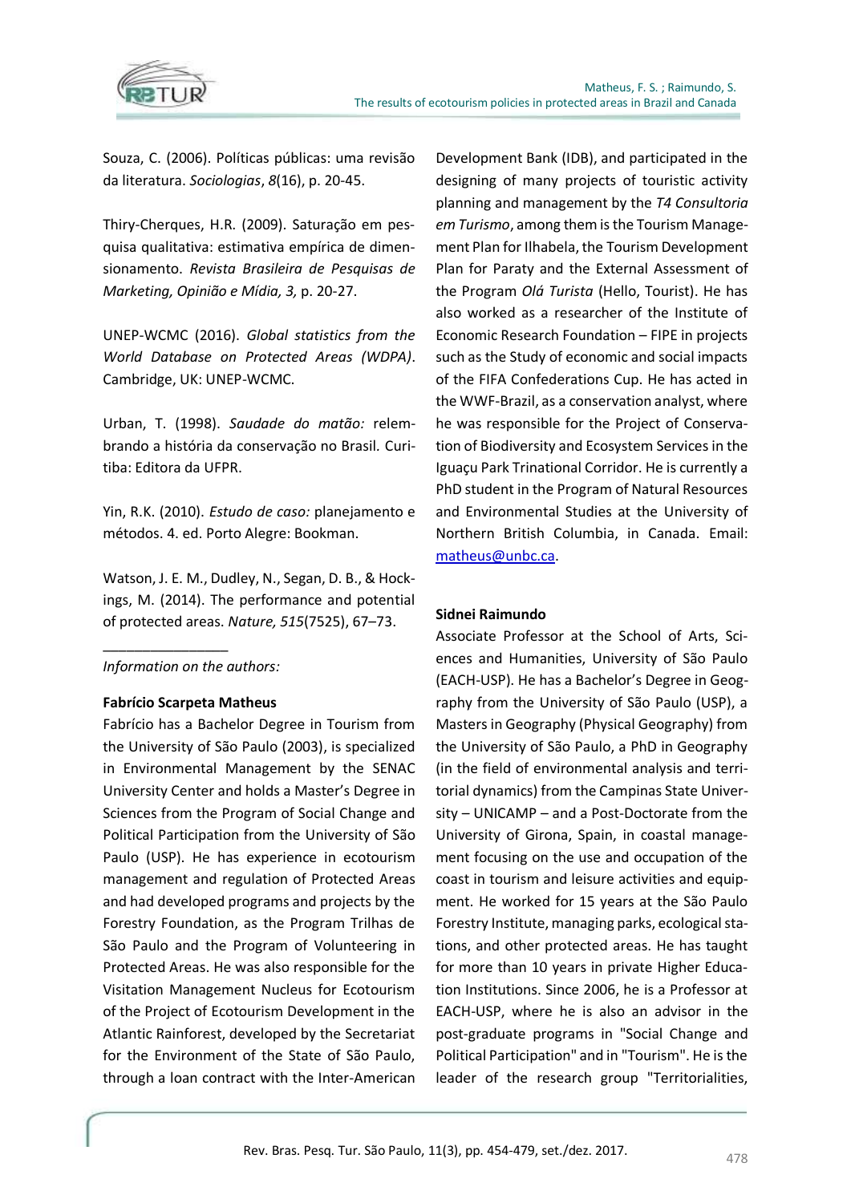Souza, C. (2006). Políticas públicas: uma revisão da literatura. *Sociologias*, *8*(16), p. 20-45.

Thiry-Cherques, H.R. (2009). Saturação em pesquisa qualitativa: estimativa empírica de dimensionamento. *Revista Brasileira de Pesquisas de Marketing, Opinião e Mídia, 3,* p. 20-27.

UNEP-WCMC (2016). *Global statistics from the World Database on Protected Areas (WDPA)*. Cambridge, UK: UNEP-WCMC.

Urban, T. (1998). *Saudade do matão:* relembrando a história da conservação no Brasil. Curitiba: Editora da UFPR.

Yin, R.K. (2010). *Estudo de caso:* planejamento e métodos. 4. ed. Porto Alegre: Bookman.

Watson, J. E. M., Dudley, N., Segan, D. B., & Hockings, M. (2014). The performance and potential of protected areas. *Nature, 515*(7525), 67–73.

________________

*Information on the authors:*

**Fabrício Scarpeta Matheus**

Fabrício has a Bachelor Degree in Tourism from the University of São Paulo (2003), is specialized in Environmental Management by the SENAC University Center and holds a Master's Degree in Sciences from the Program of Social Change and Political Participation from the University of São Paulo (USP). He has experience in ecotourism management and regulation of Protected Areas and had developed programs and projects by the Forestry Foundation, as the Program Trilhas de São Paulo and the Program of Volunteering in Protected Areas. He was also responsible for the Visitation Management Nucleus for Ecotourism of the Project of Ecotourism Development in the Atlantic Rainforest, developed by the Secretariat for the Environment of the State of São Paulo, through a loan contract with the Inter-American Development Bank (IDB), and participated in the designing of many projects of touristic activity planning and management by the *T4 Consultoria em Turismo*, among them is the Tourism Management Plan for Ilhabela, the Tourism Development Plan for Paraty and the External Assessment of the Program *Olá Turista* (Hello, Tourist). He has also worked as a researcher of the Institute of Economic Research Foundation – FIPE in projects such as the Study of economic and social impacts of the FIFA Confederations Cup. He has acted in the WWF-Brazil, as a conservation analyst, where he was responsible for the Project of Conservation of Biodiversity and Ecosystem Services in the Iguaçu Park Trinational Corridor. He is currently a PhD student in the Program of Natural Resources and Environmental Studies at the University of Northern British Columbia, in Canada. Email: matheus@unbc.ca.

**Sidnei Raimundo**

Associate Professor at the School of Arts, Sciences and Humanities, University of São Paulo (EACH-USP). He has a Bachelor's Degree in Geography from the University of São Paulo (USP), a Masters in Geography (Physical Geography) from the University of São Paulo, a PhD in Geography (in the field of environmental analysis and territorial dynamics) from the Campinas State University – UNICAMP – and a Post-Doctorate from the University of Girona, Spain, in coastal management focusing on the use and occupation of the coast in tourism and leisure activities and equipment. He worked for 15 years at the São Paulo Forestry Institute, managing parks, ecological stations, and other protected areas. He has taught for more than 10 years in private Higher Education Institutions. Since 2006, he is a Professor at EACH-USP, where he is also an advisor in the post-graduate programs in "Social Change and Political Participation" and in "Tourism". He is the leader of the research group "Territorialities,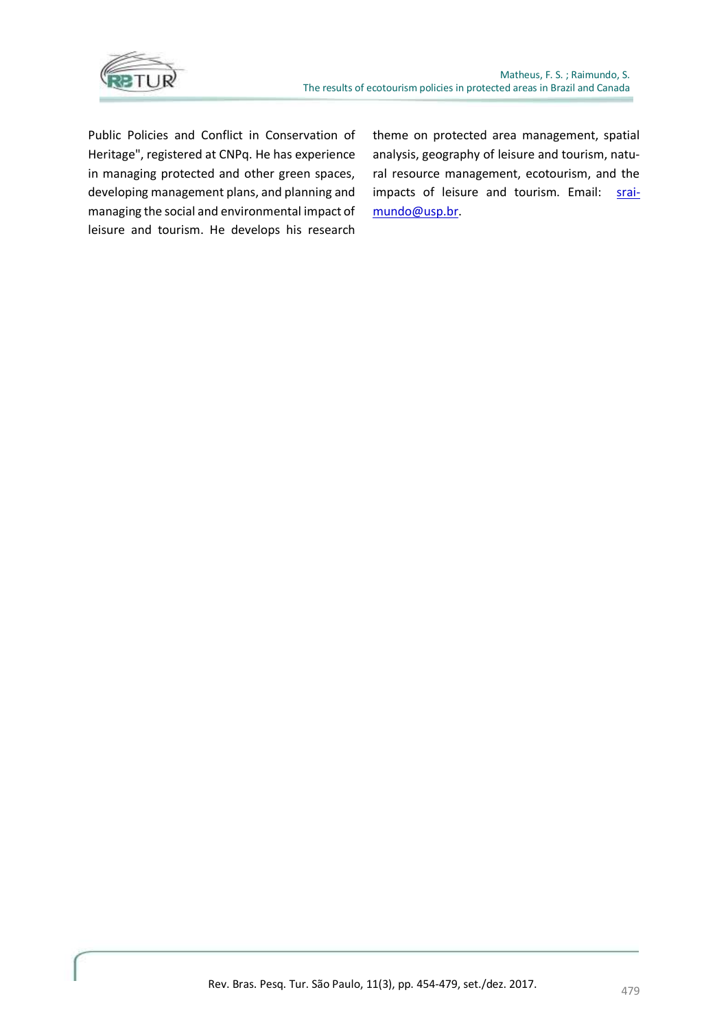Public Policies and Conflict in Conservation of Heritage", registered at CNPq. He has experience in managing protected and other green spaces, developing management plans, and planning and managing the social and environmental impact of leisure and tourism. He develops his research theme on protected area management, spatial analysis, geography of leisure and tourism, natural resource management, ecotourism, and the impacts of leisure and tourism. Email: sraimundo@usp.br.